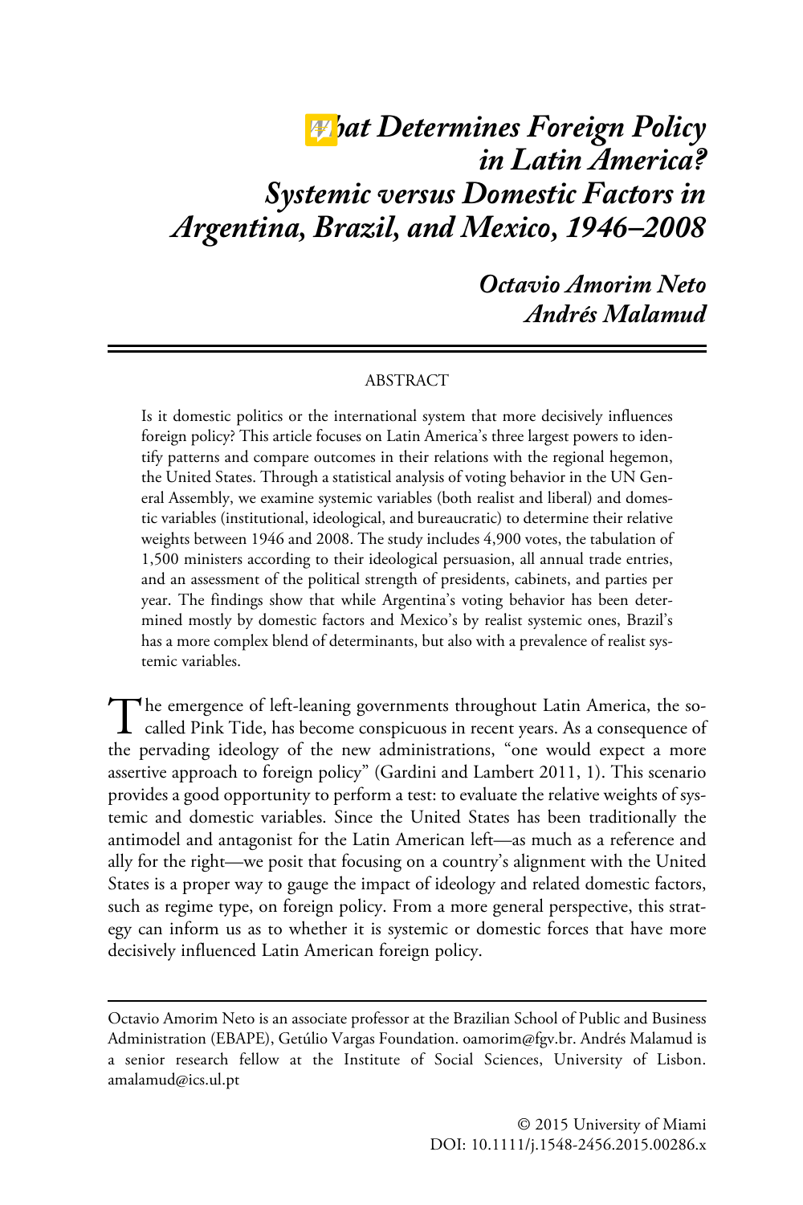# What Determines Foreign Policy in Latin America? Systemic versus Domestic Factors in Argentina, Brazil, and Mexico, 1946–2008

**Octavio Amorim Neto**
**Andrés Malamud**

## ABSTRACT

Is it domestic politics or the international system that more decisively influences foreign policy? This article focuses on Latin America's three largest powers to identify patterns and compare outcomes in their relations with the regional hegemon, the United States. Through a statistical analysis of voting behavior in the UN General Assembly, we examine systemic variables (both realist and liberal) and domestic variables (institutional, ideological, and bureaucratic) to determine their relative weights between 1946 and 2008. The study includes 4,900 votes, the tabulation of 1,500 ministers according to their ideological persuasion, all annual trade entries, and an assessment of the political strength of presidents, cabinets, and parties per year. The findings show that while Argentina's voting behavior has been determined mostly by domestic factors and Mexico's by realist systemic ones, Brazil's has a more complex blend of determinants, but also with a prevalence of realist systemic variables.

The emergence of left-leaning governments throughout Latin America, the so-called Pink Tide, has become conspicuous in recent years. As a consequence of the pervading ideology of the new administrations, "one would expect a more assertive approach to foreign policy" (Gardini and Lambert 2011, 1). This scenario provides a good opportunity to perform a test: to evaluate the relative weights of systemic and domestic variables. Since the United States has been traditionally the antimodel and antagonist for the Latin American left—as much as a reference and ally for the right—we posit that focusing on a country's alignment with the United States is a proper way to gauge the impact of ideology and related domestic factors, such as regime type, on foreign policy. From a more general perspective, this strategy can inform us as to whether it is systemic or domestic forces that have more decisively influenced Latin American foreign policy.

---

Octavio Amorim Neto is an associate professor at the Brazilian School of Public and Business Administration (EBAPE), Getúlio Vargas Foundation. oamorim@fgv.br. Andrés Malamud is a senior research fellow at the Institute of Social Sciences, University of Lisbon. amalamud@ics.ul.pt

© 2015 University of Miami
DOI: 10.1111/j.1548-2456.2015.00286.x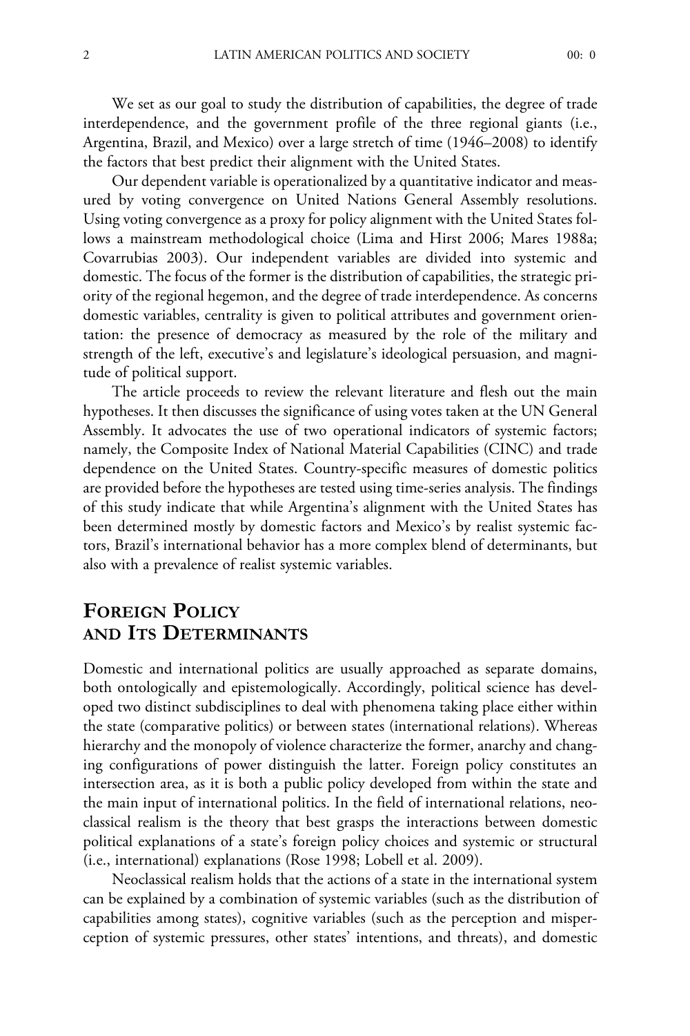We set as our goal to study the distribution of capabilities, the degree of trade interdependence, and the government profile of the three regional giants (i.e., Argentina, Brazil, and Mexico) over a large stretch of time (1946–2008) to identify the factors that best predict their alignment with the United States.

Our dependent variable is operationalized by a quantitative indicator and measured by voting convergence on United Nations General Assembly resolutions. Using voting convergence as a proxy for policy alignment with the United States follows a mainstream methodological choice (Lima and Hirst 2006; Mares 1988a; Covarrubias 2003). Our independent variables are divided into systemic and domestic. The focus of the former is the distribution of capabilities, the strategic priority of the regional hegemon, and the degree of trade interdependence. As concerns domestic variables, centrality is given to political attributes and government orientation: the presence of democracy as measured by the role of the military and strength of the left, executive's and legislature's ideological persuasion, and magnitude of political support.

The article proceeds to review the relevant literature and flesh out the main hypotheses. It then discusses the significance of using votes taken at the UN General Assembly. It advocates the use of two operational indicators of systemic factors; namely, the Composite Index of National Material Capabilities (CINC) and trade dependence on the United States. Country-specific measures of domestic politics are provided before the hypotheses are tested using time-series analysis. The findings of this study indicate that while Argentina's alignment with the United States has been determined mostly by domestic factors and Mexico's by realist systemic factors, Brazil's international behavior has a more complex blend of determinants, but also with a prevalence of realist systemic variables.

## Foreign Policy and Its Determinants

Domestic and international politics are usually approached as separate domains, both ontologically and epistemologically. Accordingly, political science has developed two distinct subdisciplines to deal with phenomena taking place either within the state (comparative politics) or between states (international relations). Whereas hierarchy and the monopoly of violence characterize the former, anarchy and changing configurations of power distinguish the latter. Foreign policy constitutes an intersection area, as it is both a public policy developed from within the state and the main input of international politics. In the field of international relations, neoclassical realism is the theory that best grasps the interactions between domestic political explanations of a state's foreign policy choices and systemic or structural (i.e., international) explanations (Rose 1998; Lobell et al. 2009).

Neoclassical realism holds that the actions of a state in the international system can be explained by a combination of systemic variables (such as the distribution of capabilities among states), cognitive variables (such as the perception and misperception of systemic pressures, other states' intentions, and threats), and domestic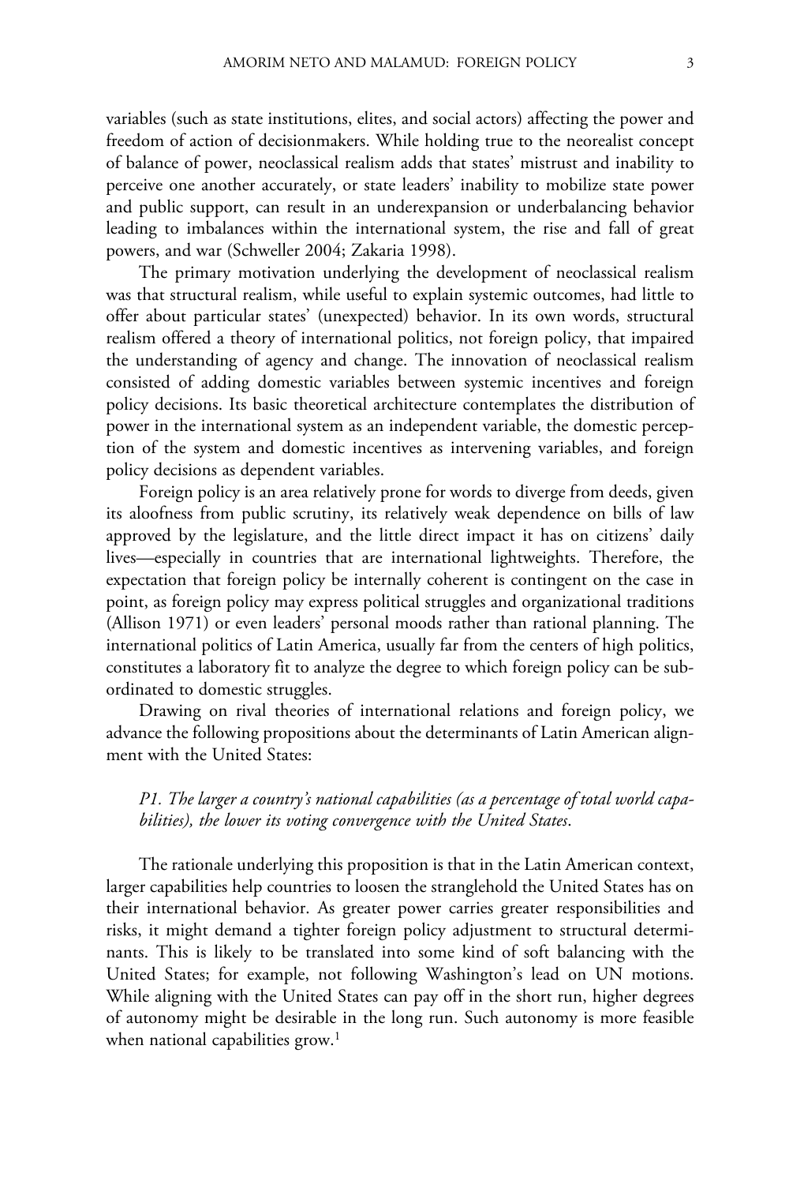variables (such as state institutions, elites, and social actors) affecting the power and freedom of action of decisionmakers. While holding true to the neorealist concept of balance of power, neoclassical realism adds that states' mistrust and inability to perceive one another accurately, or state leaders' inability to mobilize state power and public support, can result in an underexpansion or underbalancing behavior leading to imbalances within the international system, the rise and fall of great powers, and war (Schweller 2004; Zakaria 1998).

The primary motivation underlying the development of neoclassical realism was that structural realism, while useful to explain systemic outcomes, had little to offer about particular states' (unexpected) behavior. In its own words, structural realism offered a theory of international politics, not foreign policy, that impaired the understanding of agency and change. The innovation of neoclassical realism consisted of adding domestic variables between systemic incentives and foreign policy decisions. Its basic theoretical architecture contemplates the distribution of power in the international system as an independent variable, the domestic perception of the system and domestic incentives as intervening variables, and foreign policy decisions as dependent variables.

Foreign policy is an area relatively prone for words to diverge from deeds, given its aloofness from public scrutiny, its relatively weak dependence on bills of law approved by the legislature, and the little direct impact it has on citizens' daily lives—especially in countries that are international lightweights. Therefore, the expectation that foreign policy be internally coherent is contingent on the case in point, as foreign policy may express political struggles and organizational traditions (Allison 1971) or even leaders' personal moods rather than rational planning. The international politics of Latin America, usually far from the centers of high politics, constitutes a laboratory fit to analyze the degree to which foreign policy can be subordinated to domestic struggles.

Drawing on rival theories of international relations and foreign policy, we advance the following propositions about the determinants of Latin American alignment with the United States:

*P1. The larger a country's national capabilities (as a percentage of total world capabilities), the lower its voting convergence with the United States.*

The rationale underlying this proposition is that in the Latin American context, larger capabilities help countries to loosen the stranglehold the United States has on their international behavior. As greater power carries greater responsibilities and risks, it might demand a tighter foreign policy adjustment to structural determinants. This is likely to be translated into some kind of soft balancing with the United States; for example, not following Washington's lead on UN motions. While aligning with the United States can pay off in the short run, higher degrees of autonomy might be desirable in the long run. Such autonomy is more feasible when national capabilities grow.[1]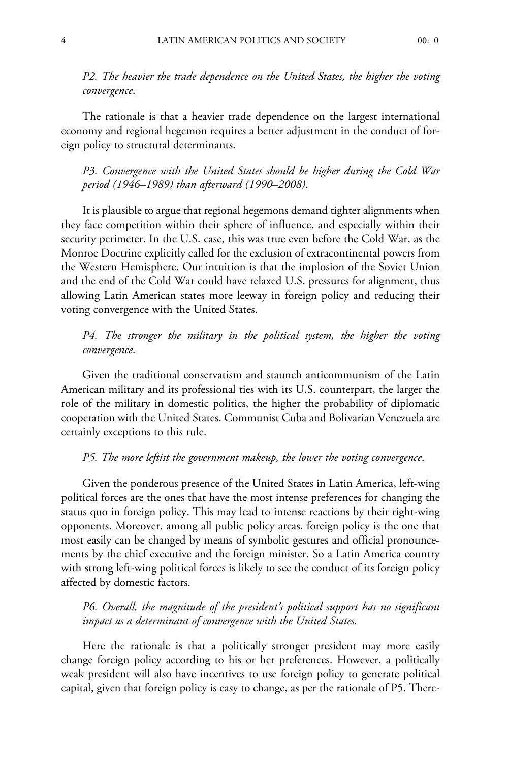*P2. The heavier the trade dependence on the United States, the higher the voting convergence.*

The rationale is that a heavier trade dependence on the largest international economy and regional hegemon requires a better adjustment in the conduct of foreign policy to structural determinants.

*P3. Convergence with the United States should be higher during the Cold War period (1946–1989) than afterward (1990–2008).*

It is plausible to argue that regional hegemons demand tighter alignments when they face competition within their sphere of influence, and especially within their security perimeter. In the U.S. case, this was true even before the Cold War, as the Monroe Doctrine explicitly called for the exclusion of extracontinental powers from the Western Hemisphere. Our intuition is that the implosion of the Soviet Union and the end of the Cold War could have relaxed U.S. pressures for alignment, thus allowing Latin American states more leeway in foreign policy and reducing their voting convergence with the United States.

*P4. The stronger the military in the political system, the higher the voting convergence.*

Given the traditional conservatism and staunch anticommunism of the Latin American military and its professional ties with its U.S. counterpart, the larger the role of the military in domestic politics, the higher the probability of diplomatic cooperation with the United States. Communist Cuba and Bolivarian Venezuela are certainly exceptions to this rule.

*P5. The more leftist the government makeup, the lower the voting convergence.*

Given the ponderous presence of the United States in Latin America, left-wing political forces are the ones that have the most intense preferences for changing the status quo in foreign policy. This may lead to intense reactions by their right-wing opponents. Moreover, among all public policy areas, foreign policy is the one that most easily can be changed by means of symbolic gestures and official pronouncements by the chief executive and the foreign minister. So a Latin America country with strong left-wing political forces is likely to see the conduct of its foreign policy affected by domestic factors.

*P6. Overall, the magnitude of the president's political support has no significant impact as a determinant of convergence with the United States.*

Here the rationale is that a politically stronger president may more easily change foreign policy according to his or her preferences. However, a politically weak president will also have incentives to use foreign policy to generate political capital, given that foreign policy is easy to change, as per the rationale of P5. There-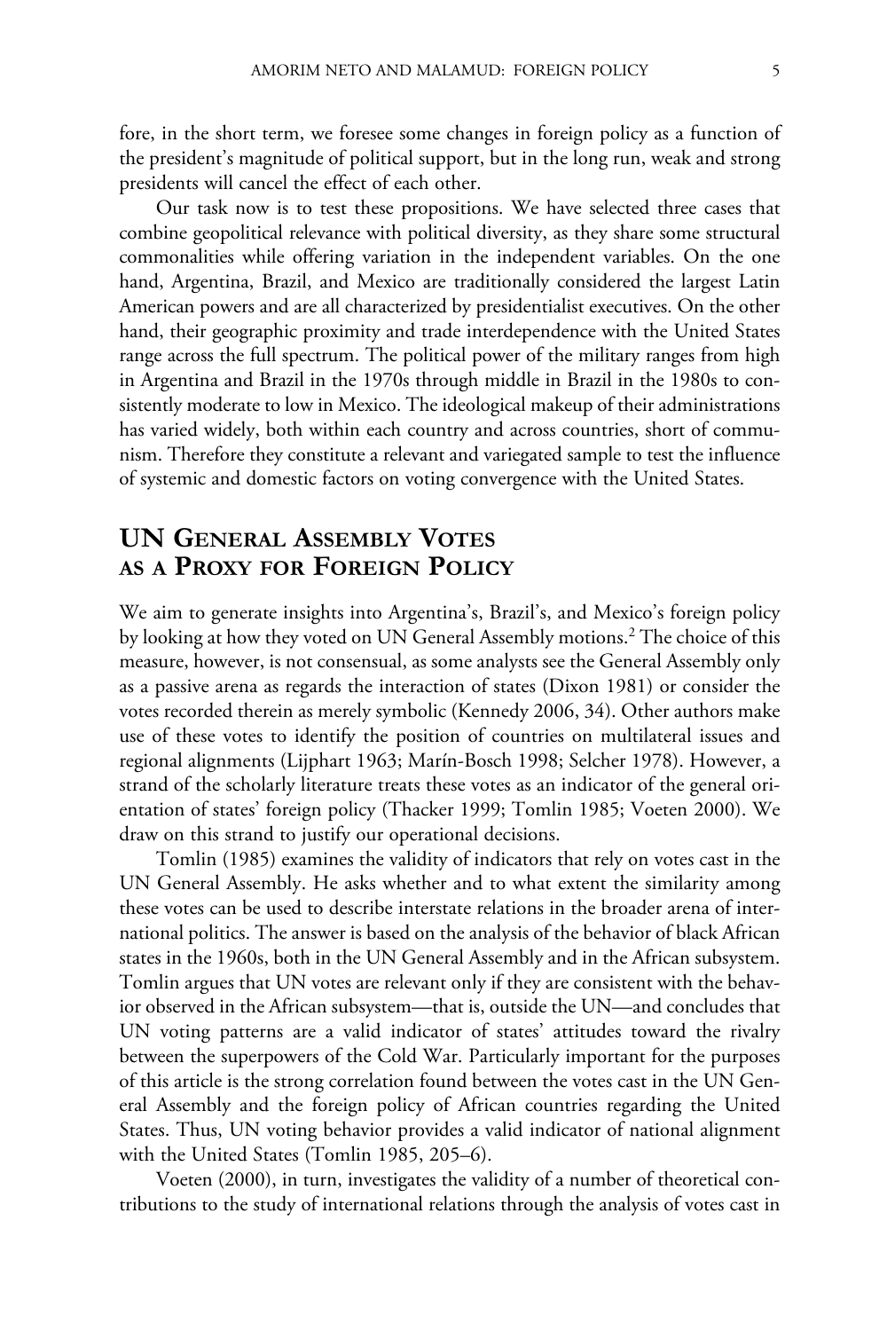fore, in the short term, we foresee some changes in foreign policy as a function of the president's magnitude of political support, but in the long run, weak and strong presidents will cancel the effect of each other.

Our task now is to test these propositions. We have selected three cases that combine geopolitical relevance with political diversity, as they share some structural commonalities while offering variation in the independent variables. On the one hand, Argentina, Brazil, and Mexico are traditionally considered the largest Latin American powers and are all characterized by presidentialist executives. On the other hand, their geographic proximity and trade interdependence with the United States range across the full spectrum. The political power of the military ranges from high in Argentina and Brazil in the 1970s through middle in Brazil in the 1980s to consistently moderate to low in Mexico. The ideological makeup of their administrations has varied widely, both within each country and across countries, short of communism. Therefore they constitute a relevant and variegated sample to test the influence of systemic and domestic factors on voting convergence with the United States.

## UN General Assembly Votes as a Proxy for Foreign Policy

We aim to generate insights into Argentina's, Brazil's, and Mexico's foreign policy by looking at how they voted on UN General Assembly motions.[2] The choice of this measure, however, is not consensual, as some analysts see the General Assembly only as a passive arena as regards the interaction of states (Dixon 1981) or consider the votes recorded therein as merely symbolic (Kennedy 2006, 34). Other authors make use of these votes to identify the position of countries on multilateral issues and regional alignments (Lijphart 1963; Marín-Bosch 1998; Selcher 1978). However, a strand of the scholarly literature treats these votes as an indicator of the general orientation of states' foreign policy (Thacker 1999; Tomlin 1985; Voeten 2000). We draw on this strand to justify our operational decisions.

Tomlin (1985) examines the validity of indicators that rely on votes cast in the UN General Assembly. He asks whether and to what extent the similarity among these votes can be used to describe interstate relations in the broader arena of international politics. The answer is based on the analysis of the behavior of black African states in the 1960s, both in the UN General Assembly and in the African subsystem. Tomlin argues that UN votes are relevant only if they are consistent with the behavior observed in the African subsystem—that is, outside the UN—and concludes that UN voting patterns are a valid indicator of states' attitudes toward the rivalry between the superpowers of the Cold War. Particularly important for the purposes of this article is the strong correlation found between the votes cast in the UN General Assembly and the foreign policy of African countries regarding the United States. Thus, UN voting behavior provides a valid indicator of national alignment with the United States (Tomlin 1985, 205–6).

Voeten (2000), in turn, investigates the validity of a number of theoretical contributions to the study of international relations through the analysis of votes cast in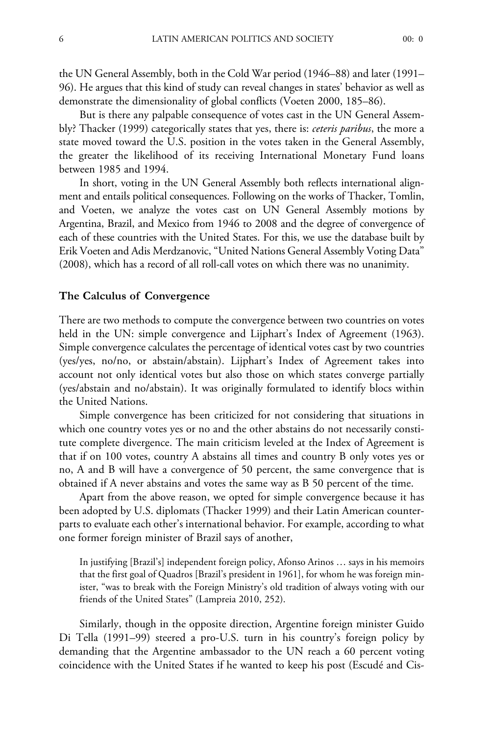the UN General Assembly, both in the Cold War period (1946–88) and later (1991–96). He argues that this kind of study can reveal changes in states' behavior as well as demonstrate the dimensionality of global conflicts (Voeten 2000, 185–86).

But is there any palpable consequence of votes cast in the UN General Assembly? Thacker (1999) categorically states that yes, there is: *ceteris paribus*, the more a state moved toward the U.S. position in the votes taken in the General Assembly, the greater the likelihood of its receiving International Monetary Fund loans between 1985 and 1994.

In short, voting in the UN General Assembly both reflects international alignment and entails political consequences. Following on the works of Thacker, Tomlin, and Voeten, we analyze the votes cast on UN General Assembly motions by Argentina, Brazil, and Mexico from 1946 to 2008 and the degree of convergence of each of these countries with the United States. For this, we use the database built by Erik Voeten and Adis Merdzanovic, "United Nations General Assembly Voting Data" (2008), which has a record of all roll-call votes on which there was no unanimity.

## The Calculus of Convergence

There are two methods to compute the convergence between two countries on votes held in the UN: simple convergence and Lijphart's Index of Agreement (1963). Simple convergence calculates the percentage of identical votes cast by two countries (yes/yes, no/no, or abstain/abstain). Lijphart's Index of Agreement takes into account not only identical votes but also those on which states converge partially (yes/abstain and no/abstain). It was originally formulated to identify blocs within the United Nations.

Simple convergence has been criticized for not considering that situations in which one country votes yes or no and the other abstains do not necessarily constitute complete divergence. The main criticism leveled at the Index of Agreement is that if on 100 votes, country A abstains all times and country B only votes yes or no, A and B will have a convergence of 50 percent, the same convergence that is obtained if A never abstains and votes the same way as B 50 percent of the time.

Apart from the above reason, we opted for simple convergence because it has been adopted by U.S. diplomats (Thacker 1999) and their Latin American counterparts to evaluate each other's international behavior. For example, according to what one former foreign minister of Brazil says of another,

> In justifying [Brazil's] independent foreign policy, Afonso Arinos … says in his memoirs that the first goal of Quadros [Brazil's president in 1961], for whom he was foreign minister, "was to break with the Foreign Ministry's old tradition of always voting with our friends of the United States" (Lampreia 2010, 252).

Similarly, though in the opposite direction, Argentine foreign minister Guido Di Tella (1991–99) steered a pro-U.S. turn in his country's foreign policy by demanding that the Argentine ambassador to the UN reach a 60 percent voting coincidence with the United States if he wanted to keep his post (Escudé and Cis-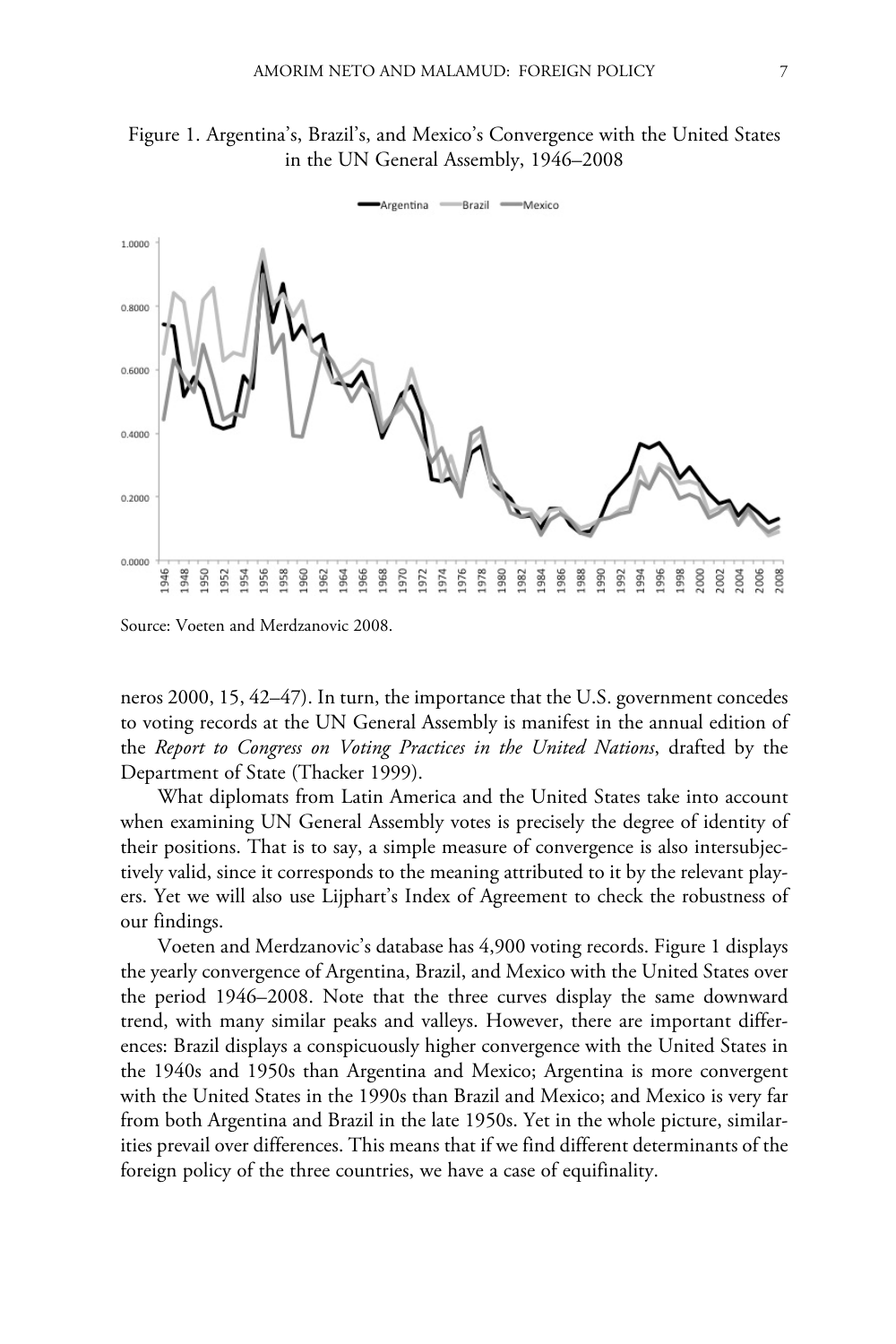Figure 1. Argentina's, Brazil's, and Mexico's Convergence with the United States in the UN General Assembly, 1946–2008

Source: Voeten and Merdzanovic 2008.

neros 2000, 15, 42–47). In turn, the importance that the U.S. government concedes to voting records at the UN General Assembly is manifest in the annual edition of the *Report to Congress on Voting Practices in the United Nations*, drafted by the Department of State (Thacker 1999).

What diplomats from Latin America and the United States take into account when examining UN General Assembly votes is precisely the degree of identity of their positions. That is to say, a simple measure of convergence is also intersubjectively valid, since it corresponds to the meaning attributed to it by the relevant players. Yet we will also use Lijphart's Index of Agreement to check the robustness of our findings.

Voeten and Merdzanovic's database has 4,900 voting records. Figure 1 displays the yearly convergence of Argentina, Brazil, and Mexico with the United States over the period 1946–2008. Note that the three curves display the same downward trend, with many similar peaks and valleys. However, there are important differences: Brazil displays a conspicuously higher convergence with the United States in the 1940s and 1950s than Argentina and Mexico; Argentina is more convergent with the United States in the 1990s than Brazil and Mexico; and Mexico is very far from both Argentina and Brazil in the late 1950s. Yet in the whole picture, similarities prevail over differences. This means that if we find different determinants of the foreign policy of the three countries, we have a case of equifinality.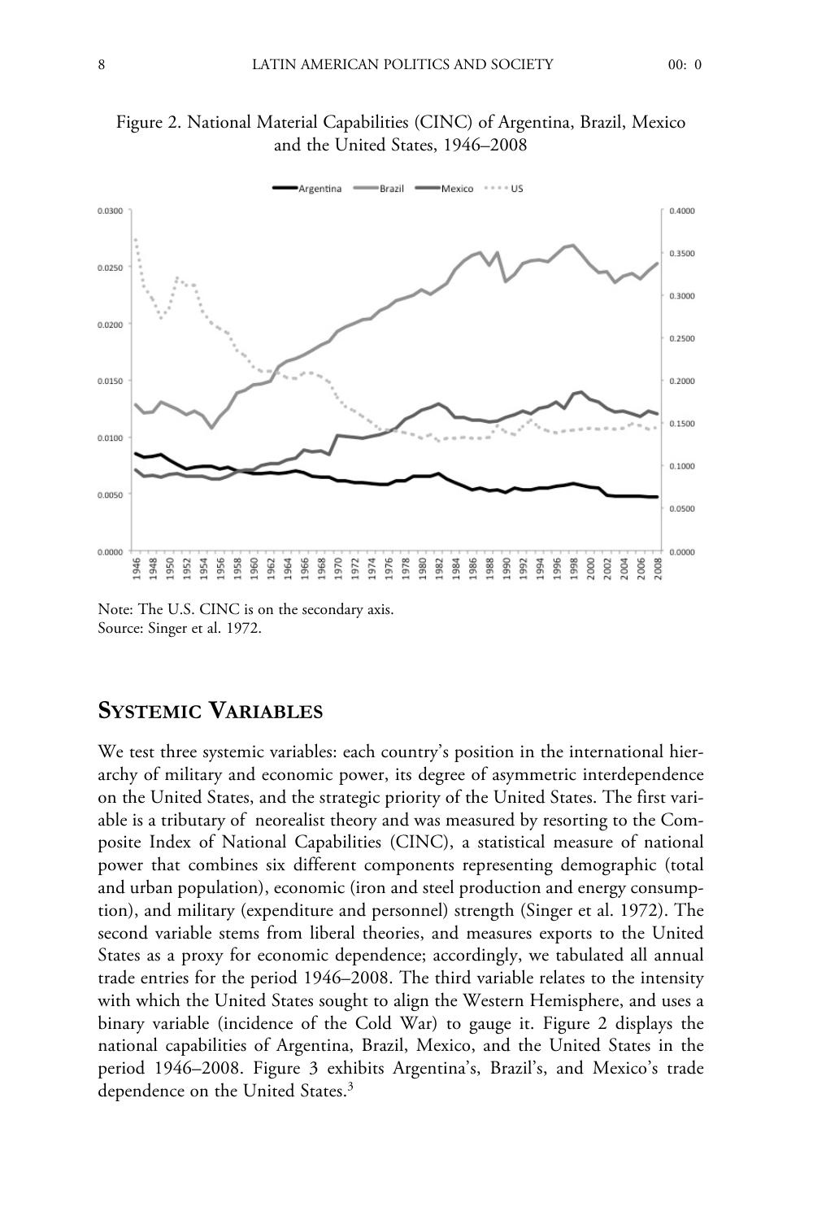Figure 2. National Material Capabilities (CINC) of Argentina, Brazil, Mexico and the United States, 1946–2008

Note: The U.S. CINC is on the secondary axis.
Source: Singer et al. 1972.

## Systemic Variables

We test three systemic variables: each country's position in the international hierarchy of military and economic power, its degree of asymmetric interdependence on the United States, and the strategic priority of the United States. The first variable is a tributary of neorealist theory and was measured by resorting to the Composite Index of National Capabilities (CINC), a statistical measure of national power that combines six different components representing demographic (total and urban population), economic (iron and steel production and energy consumption), and military (expenditure and personnel) strength (Singer et al. 1972). The second variable stems from liberal theories, and measures exports to the United States as a proxy for economic dependence; accordingly, we tabulated all annual trade entries for the period 1946–2008. The third variable relates to the intensity with which the United States sought to align the Western Hemisphere, and uses a binary variable (incidence of the Cold War) to gauge it. Figure 2 displays the national capabilities of Argentina, Brazil, Mexico, and the United States in the period 1946–2008. Figure 3 exhibits Argentina's, Brazil's, and Mexico's trade dependence on the United States.[3]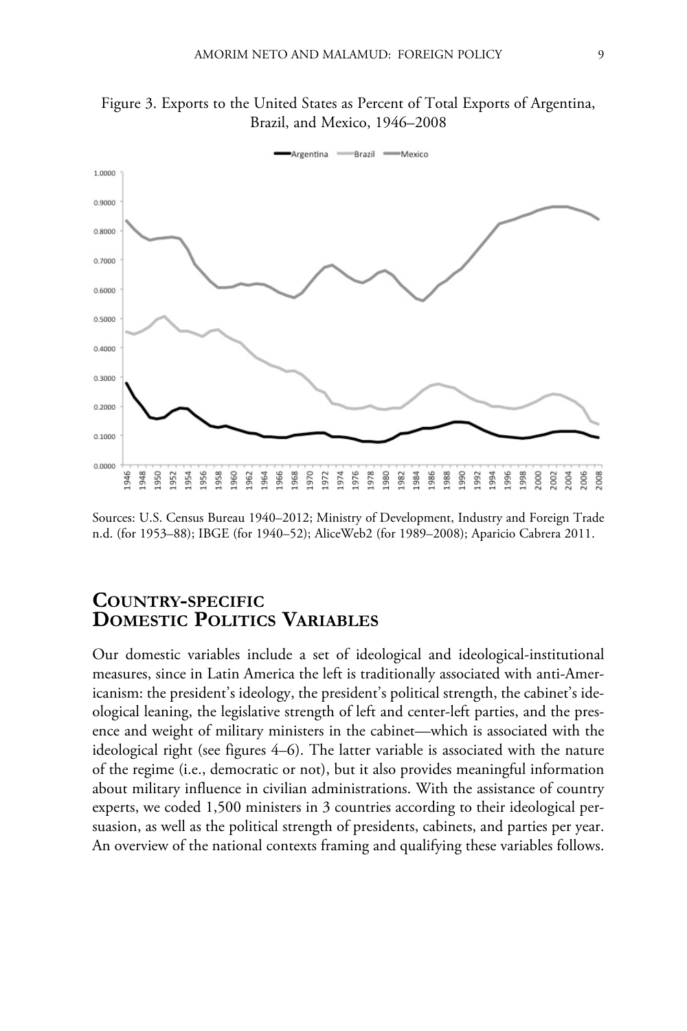Figure 3. Exports to the United States as Percent of Total Exports of Argentina, Brazil, and Mexico, 1946–2008

Sources: U.S. Census Bureau 1940–2012; Ministry of Development, Industry and Foreign Trade n.d. (for 1953–88); IBGE (for 1940–52); AliceWeb2 (for 1989–2008); Aparicio Cabrera 2011.

## Country-specific Domestic Politics Variables

Our domestic variables include a set of ideological and ideological-institutional measures, since in Latin America the left is traditionally associated with anti-Americanism: the president's ideology, the president's political strength, the cabinet's ideological leaning, the legislative strength of left and center-left parties, and the presence and weight of military ministers in the cabinet—which is associated with the ideological right (see figures 4–6). The latter variable is associated with the nature of the regime (i.e., democratic or not), but it also provides meaningful information about military influence in civilian administrations. With the assistance of country experts, we coded 1,500 ministers in 3 countries according to their ideological persuasion, as well as the political strength of presidents, cabinets, and parties per year. An overview of the national contexts framing and qualifying these variables follows.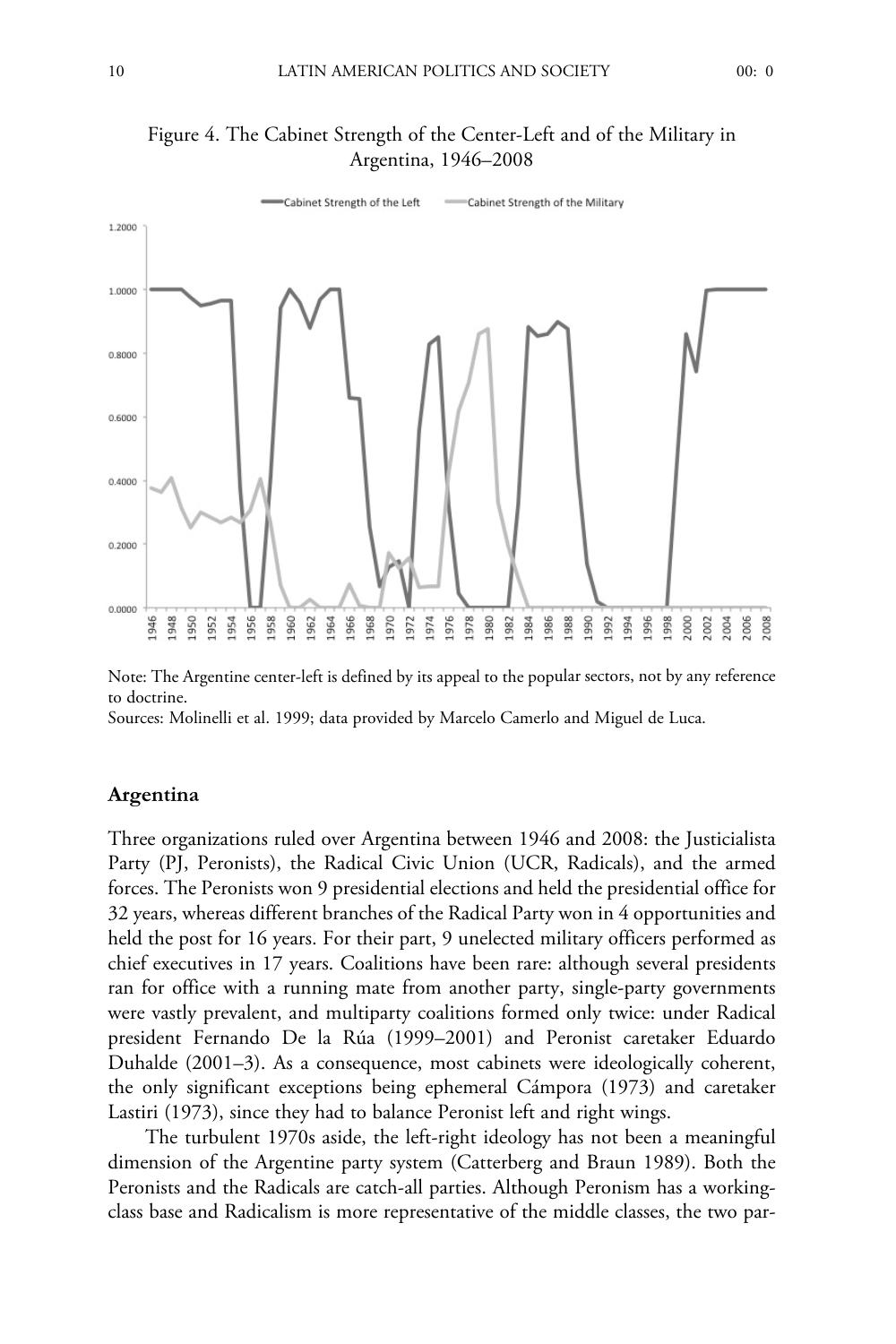Figure 4. The Cabinet Strength of the Center-Left and of the Military in Argentina, 1946–2008

Note: The Argentine center-left is defined by its appeal to the popular sectors, not by any reference to doctrine.
Sources: Molinelli et al. 1999; data provided by Marcelo Camerlo and Miguel de Luca.

## Argentina

Three organizations ruled over Argentina between 1946 and 2008: the Justicialista Party (PJ, Peronists), the Radical Civic Union (UCR, Radicals), and the armed forces. The Peronists won 9 presidential elections and held the presidential office for 32 years, whereas different branches of the Radical Party won in 4 opportunities and held the post for 16 years. For their part, 9 unelected military officers performed as chief executives in 17 years. Coalitions have been rare: although several presidents ran for office with a running mate from another party, single-party governments were vastly prevalent, and multiparty coalitions formed only twice: under Radical president Fernando De la Rúa (1999–2001) and Peronist caretaker Eduardo Duhalde (2001–3). As a consequence, most cabinets were ideologically coherent, the only significant exceptions being ephemeral Cámpora (1973) and caretaker Lastiri (1973), since they had to balance Peronist left and right wings.

The turbulent 1970s aside, the left-right ideology has not been a meaningful dimension of the Argentine party system (Catterberg and Braun 1989). Both the Peronists and the Radicals are catch-all parties. Although Peronism has a working-class base and Radicalism is more representative of the middle classes, the two par-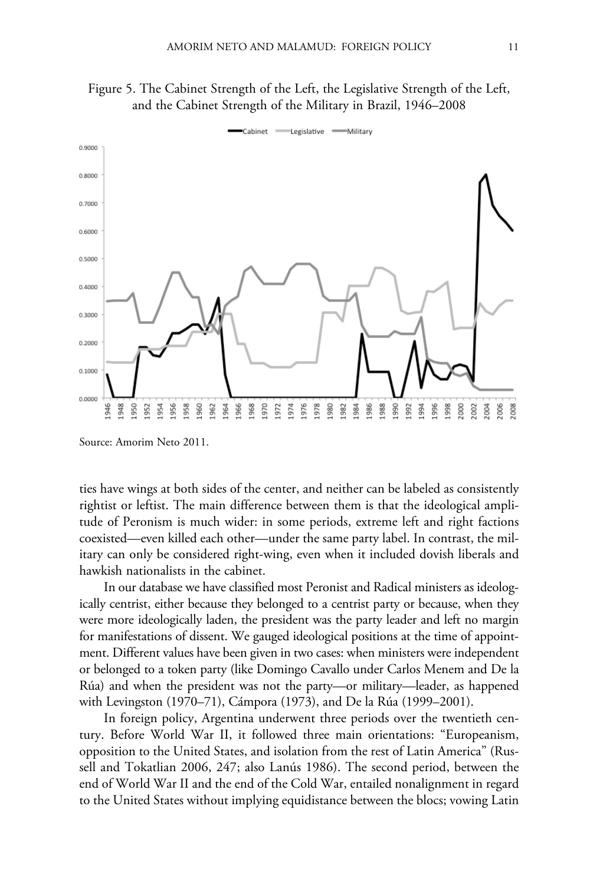Figure 5. The Cabinet Strength of the Left, the Legislative Strength of the Left, and the Cabinet Strength of the Military in Brazil, 1946–2008

Source: Amorim Neto 2011.

ties have wings at both sides of the center, and neither can be labeled as consistently rightist or leftist. The main difference between them is that the ideological amplitude of Peronism is much wider: in some periods, extreme left and right factions coexisted—even killed each other—under the same party label. In contrast, the military can only be considered right-wing, even when it included dovish liberals and hawkish nationalists in the cabinet.

In our database we have classified most Peronist and Radical ministers as ideologically centrist, either because they belonged to a centrist party or because, when they were more ideologically laden, the president was the party leader and left no margin for manifestations of dissent. We gauged ideological positions at the time of appointment. Different values have been given in two cases: when ministers were independent or belonged to a token party (like Domingo Cavallo under Carlos Menem and De la Rúa) and when the president was not the party—or military—leader, as happened with Levingston (1970–71), Cámpora (1973), and De la Rúa (1999–2001).

In foreign policy, Argentina underwent three periods over the twentieth century. Before World War II, it followed three main orientations: "Europeanism, opposition to the United States, and isolation from the rest of Latin America" (Russell and Tokatlian 2006, 247; also Lanús 1986). The second period, between the end of World War II and the end of the Cold War, entailed nonalignment in regard to the United States without implying equidistance between the blocs; vowing Latin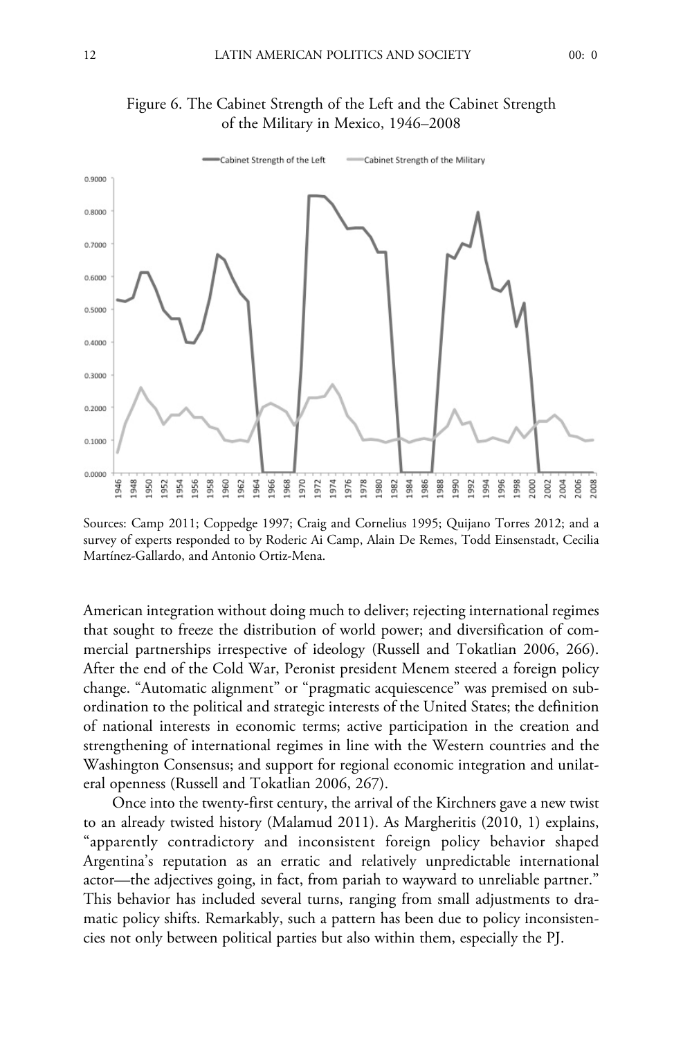Figure 6. The Cabinet Strength of the Left and the Cabinet Strength of the Military in Mexico, 1946–2008

Sources: Camp 2011; Coppedge 1997; Craig and Cornelius 1995; Quijano Torres 2012; and a survey of experts responded to by Roderic Ai Camp, Alain De Remes, Todd Einsenstadt, Cecilia Martínez-Gallardo, and Antonio Ortiz-Mena.

American integration without doing much to deliver; rejecting international regimes that sought to freeze the distribution of world power; and diversification of commercial partnerships irrespective of ideology (Russell and Tokatlian 2006, 266). After the end of the Cold War, Peronist president Menem steered a foreign policy change. "Automatic alignment" or "pragmatic acquiescence" was premised on subordination to the political and strategic interests of the United States; the definition of national interests in economic terms; active participation in the creation and strengthening of international regimes in line with the Western countries and the Washington Consensus; and support for regional economic integration and unilateral openness (Russell and Tokatlian 2006, 267).

Once into the twenty-first century, the arrival of the Kirchners gave a new twist to an already twisted history (Malamud 2011). As Margheritis (2010, 1) explains, "apparently contradictory and inconsistent foreign policy behavior shaped Argentina's reputation as an erratic and relatively unpredictable international actor—the adjectives going, in fact, from pariah to wayward to unreliable partner." This behavior has included several turns, ranging from small adjustments to dramatic policy shifts. Remarkably, such a pattern has been due to policy inconsistencies not only between political parties but also within them, especially the PJ.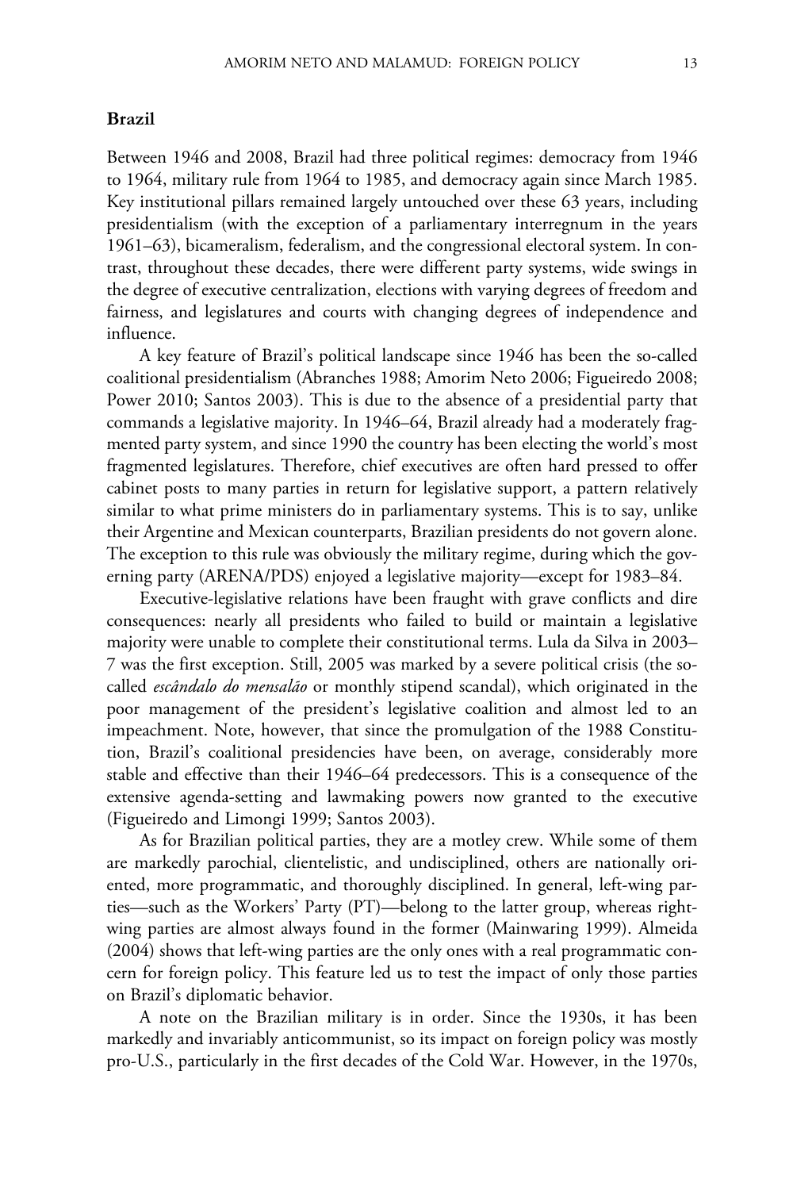## Brazil

Between 1946 and 2008, Brazil had three political regimes: democracy from 1946 to 1964, military rule from 1964 to 1985, and democracy again since March 1985. Key institutional pillars remained largely untouched over these 63 years, including presidentialism (with the exception of a parliamentary interregnum in the years 1961–63), bicameralism, federalism, and the congressional electoral system. In contrast, throughout these decades, there were different party systems, wide swings in the degree of executive centralization, elections with varying degrees of freedom and fairness, and legislatures and courts with changing degrees of independence and influence.

A key feature of Brazil's political landscape since 1946 has been the so-called coalitional presidentialism (Abranches 1988; Amorim Neto 2006; Figueiredo 2008; Power 2010; Santos 2003). This is due to the absence of a presidential party that commands a legislative majority. In 1946–64, Brazil already had a moderately fragmented party system, and since 1990 the country has been electing the world's most fragmented legislatures. Therefore, chief executives are often hard pressed to offer cabinet posts to many parties in return for legislative support, a pattern relatively similar to what prime ministers do in parliamentary systems. This is to say, unlike their Argentine and Mexican counterparts, Brazilian presidents do not govern alone. The exception to this rule was obviously the military regime, during which the governing party (ARENA/PDS) enjoyed a legislative majority—except for 1983–84.

Executive-legislative relations have been fraught with grave conflicts and dire consequences: nearly all presidents who failed to build or maintain a legislative majority were unable to complete their constitutional terms. Lula da Silva in 2003–7 was the first exception. Still, 2005 was marked by a severe political crisis (the so-called *escândalo do mensalão* or monthly stipend scandal), which originated in the poor management of the president's legislative coalition and almost led to an impeachment. Note, however, that since the promulgation of the 1988 Constitution, Brazil's coalitional presidencies have been, on average, considerably more stable and effective than their 1946–64 predecessors. This is a consequence of the extensive agenda-setting and lawmaking powers now granted to the executive (Figueiredo and Limongi 1999; Santos 2003).

As for Brazilian political parties, they are a motley crew. While some of them are markedly parochial, clientelistic, and undisciplined, others are nationally oriented, more programmatic, and thoroughly disciplined. In general, left-wing parties—such as the Workers' Party (PT)—belong to the latter group, whereas right-wing parties are almost always found in the former (Mainwaring 1999). Almeida (2004) shows that left-wing parties are the only ones with a real programmatic concern for foreign policy. This feature led us to test the impact of only those parties on Brazil's diplomatic behavior.

A note on the Brazilian military is in order. Since the 1930s, it has been markedly and invariably anticommunist, so its impact on foreign policy was mostly pro-U.S., particularly in the first decades of the Cold War. However, in the 1970s,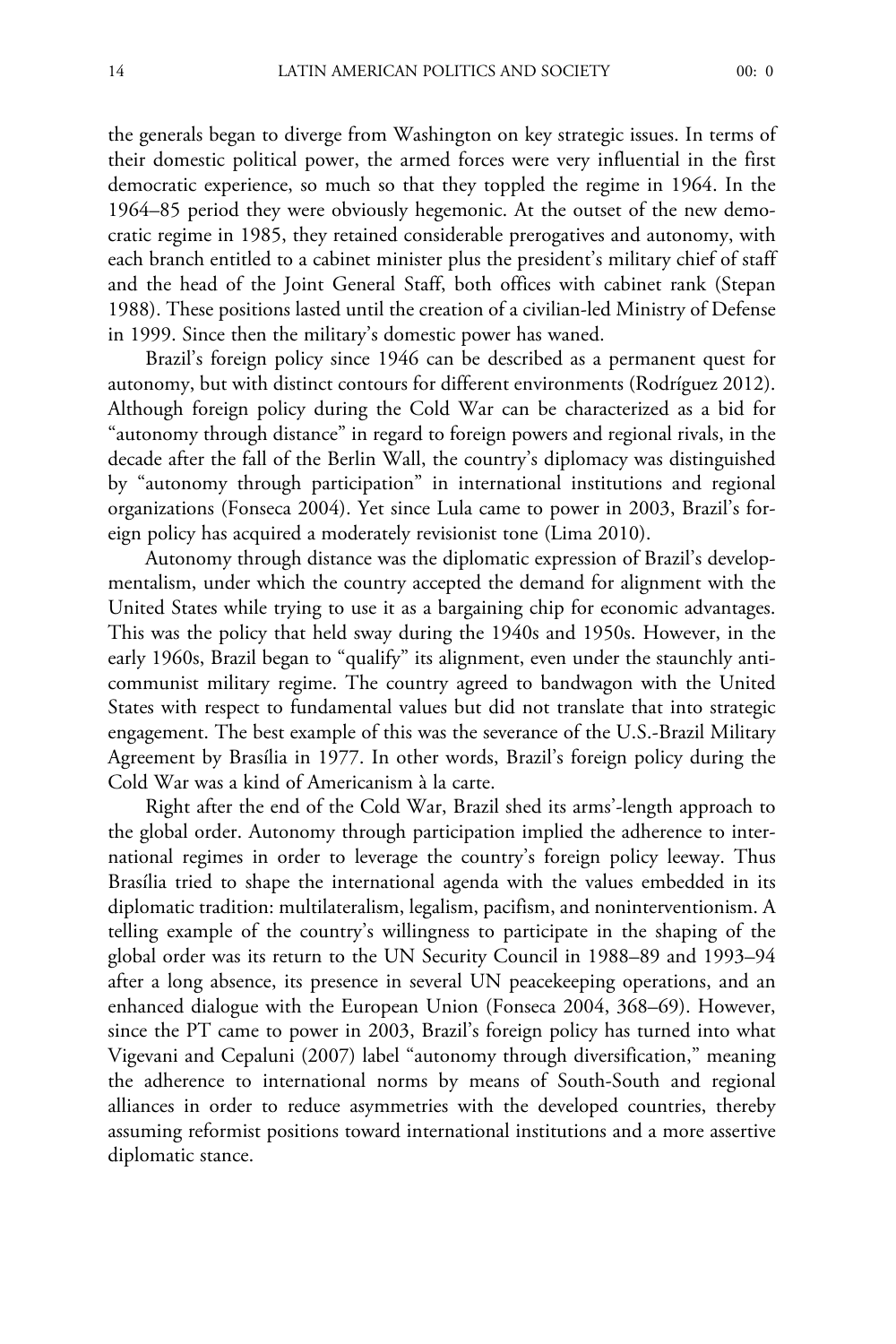the generals began to diverge from Washington on key strategic issues. In terms of their domestic political power, the armed forces were very influential in the first democratic experience, so much so that they toppled the regime in 1964. In the 1964–85 period they were obviously hegemonic. At the outset of the new democratic regime in 1985, they retained considerable prerogatives and autonomy, with each branch entitled to a cabinet minister plus the president's military chief of staff and the head of the Joint General Staff, both offices with cabinet rank (Stepan 1988). These positions lasted until the creation of a civilian-led Ministry of Defense in 1999. Since then the military's domestic power has waned.

Brazil's foreign policy since 1946 can be described as a permanent quest for autonomy, but with distinct contours for different environments (Rodríguez 2012). Although foreign policy during the Cold War can be characterized as a bid for "autonomy through distance" in regard to foreign powers and regional rivals, in the decade after the fall of the Berlin Wall, the country's diplomacy was distinguished by "autonomy through participation" in international institutions and regional organizations (Fonseca 2004). Yet since Lula came to power in 2003, Brazil's foreign policy has acquired a moderately revisionist tone (Lima 2010).

Autonomy through distance was the diplomatic expression of Brazil's developmentalism, under which the country accepted the demand for alignment with the United States while trying to use it as a bargaining chip for economic advantages. This was the policy that held sway during the 1940s and 1950s. However, in the early 1960s, Brazil began to "qualify" its alignment, even under the staunchly anticommunist military regime. The country agreed to bandwagon with the United States with respect to fundamental values but did not translate that into strategic engagement. The best example of this was the severance of the U.S.-Brazil Military Agreement by Brasília in 1977. In other words, Brazil's foreign policy during the Cold War was a kind of Americanism à la carte.

Right after the end of the Cold War, Brazil shed its arms'-length approach to the global order. Autonomy through participation implied the adherence to international regimes in order to leverage the country's foreign policy leeway. Thus Brasília tried to shape the international agenda with the values embedded in its diplomatic tradition: multilateralism, legalism, pacifism, and noninterventionism. A telling example of the country's willingness to participate in the shaping of the global order was its return to the UN Security Council in 1988–89 and 1993–94 after a long absence, its presence in several UN peacekeeping operations, and an enhanced dialogue with the European Union (Fonseca 2004, 368–69). However, since the PT came to power in 2003, Brazil's foreign policy has turned into what Vigevani and Cepaluni (2007) label "autonomy through diversification," meaning the adherence to international norms by means of South-South and regional alliances in order to reduce asymmetries with the developed countries, thereby assuming reformist positions toward international institutions and a more assertive diplomatic stance.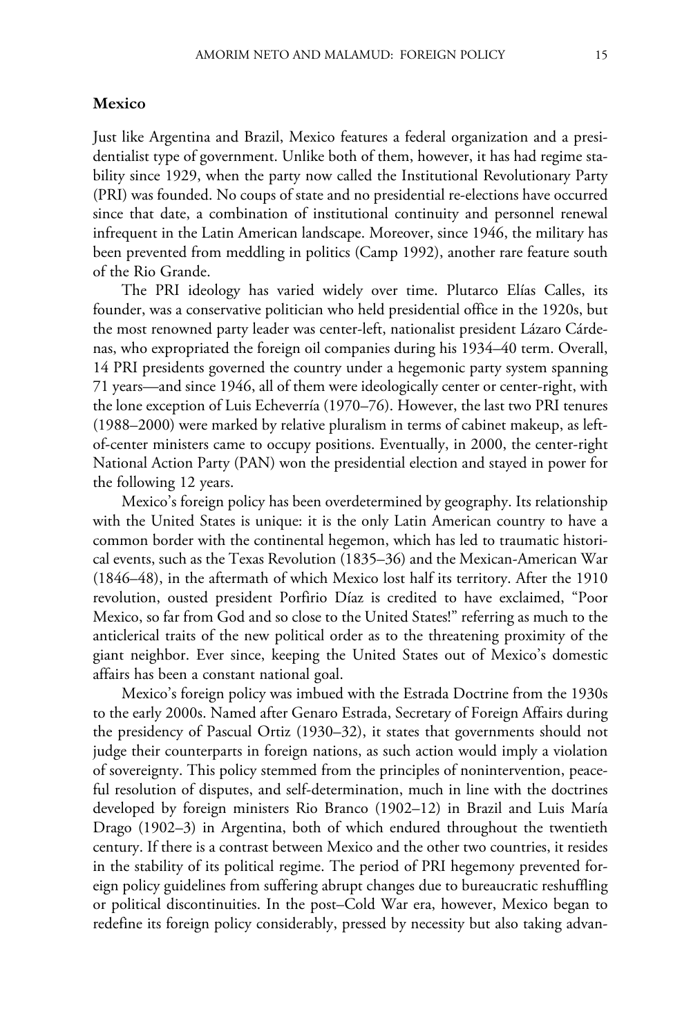### Mexico

Just like Argentina and Brazil, Mexico features a federal organization and a presidentialist type of government. Unlike both of them, however, it has had regime stability since 1929, when the party now called the Institutional Revolutionary Party (PRI) was founded. No coups of state and no presidential re-elections have occurred since that date, a combination of institutional continuity and personnel renewal infrequent in the Latin American landscape. Moreover, since 1946, the military has been prevented from meddling in politics (Camp 1992), another rare feature south of the Rio Grande.

The PRI ideology has varied widely over time. Plutarco Elías Calles, its founder, was a conservative politician who held presidential office in the 1920s, but the most renowned party leader was center-left, nationalist president Lázaro Cárdenas, who expropriated the foreign oil companies during his 1934–40 term. Overall, 14 PRI presidents governed the country under a hegemonic party system spanning 71 years—and since 1946, all of them were ideologically center or center-right, with the lone exception of Luis Echeverría (1970–76). However, the last two PRI tenures (1988–2000) were marked by relative pluralism in terms of cabinet makeup, as left-of-center ministers came to occupy positions. Eventually, in 2000, the center-right National Action Party (PAN) won the presidential election and stayed in power for the following 12 years.

Mexico's foreign policy has been overdetermined by geography. Its relationship with the United States is unique: it is the only Latin American country to have a common border with the continental hegemon, which has led to traumatic historical events, such as the Texas Revolution (1835–36) and the Mexican-American War (1846–48), in the aftermath of which Mexico lost half its territory. After the 1910 revolution, ousted president Porfirio Díaz is credited to have exclaimed, "Poor Mexico, so far from God and so close to the United States!" referring as much to the anticlerical traits of the new political order as to the threatening proximity of the giant neighbor. Ever since, keeping the United States out of Mexico's domestic affairs has been a constant national goal.

Mexico's foreign policy was imbued with the Estrada Doctrine from the 1930s to the early 2000s. Named after Genaro Estrada, Secretary of Foreign Affairs during the presidency of Pascual Ortiz (1930–32), it states that governments should not judge their counterparts in foreign nations, as such action would imply a violation of sovereignty. This policy stemmed from the principles of nonintervention, peaceful resolution of disputes, and self-determination, much in line with the doctrines developed by foreign ministers Rio Branco (1902–12) in Brazil and Luis María Drago (1902–3) in Argentina, both of which endured throughout the twentieth century. If there is a contrast between Mexico and the other two countries, it resides in the stability of its political regime. The period of PRI hegemony prevented foreign policy guidelines from suffering abrupt changes due to bureaucratic reshuffling or political discontinuities. In the post–Cold War era, however, Mexico began to redefine its foreign policy considerably, pressed by necessity but also taking advan-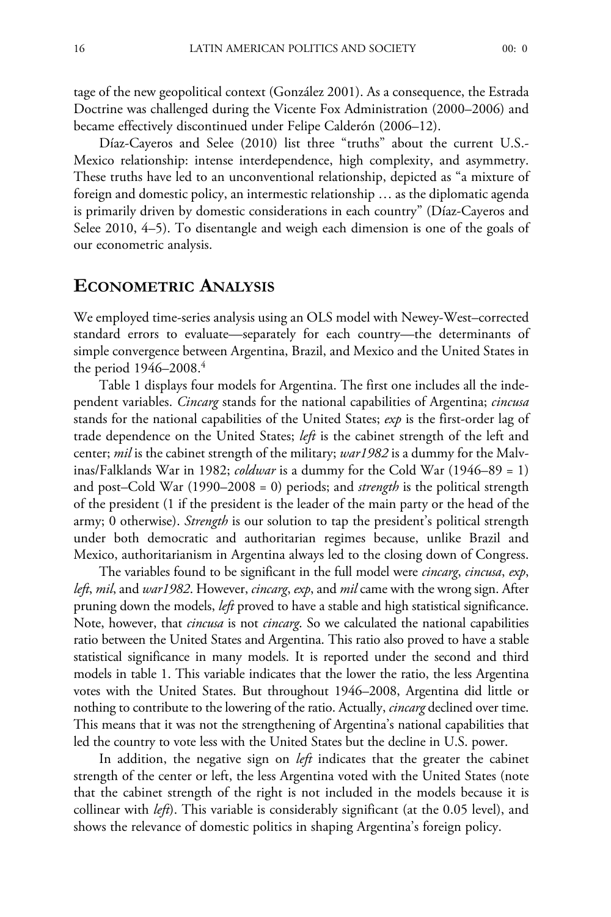tage of the new geopolitical context (González 2001). As a consequence, the Estrada Doctrine was challenged during the Vicente Fox Administration (2000–2006) and became effectively discontinued under Felipe Calderón (2006–12).

Díaz-Cayeros and Selee (2010) list three "truths" about the current U.S.-Mexico relationship: intense interdependence, high complexity, and asymmetry. These truths have led to an unconventional relationship, depicted as "a mixture of foreign and domestic policy, an intermestic relationship … as the diplomatic agenda is primarily driven by domestic considerations in each country" (Díaz-Cayeros and Selee 2010, 4–5). To disentangle and weigh each dimension is one of the goals of our econometric analysis.

## Econometric Analysis

We employed time-series analysis using an OLS model with Newey-West–corrected standard errors to evaluate—separately for each country—the determinants of simple convergence between Argentina, Brazil, and Mexico and the United States in the period 1946–2008.[4]

Table 1 displays four models for Argentina. The first one includes all the independent variables. *Cincarg* stands for the national capabilities of Argentina; *cincusa* stands for the national capabilities of the United States; *exp* is the first-order lag of trade dependence on the United States; *left* is the cabinet strength of the left and center; *mil* is the cabinet strength of the military; *war1982* is a dummy for the Malvinas/Falklands War in 1982; *coldwar* is a dummy for the Cold War (1946–89 = 1) and post–Cold War (1990–2008 = 0) periods; and *strength* is the political strength of the president (1 if the president is the leader of the main party or the head of the army; 0 otherwise). *Strength* is our solution to tap the president's political strength under both democratic and authoritarian regimes because, unlike Brazil and Mexico, authoritarianism in Argentina always led to the closing down of Congress.

The variables found to be significant in the full model were *cincarg*, *cincusa*, *exp*, *left*, *mil*, and *war1982*. However, *cincarg*, *exp*, and *mil* came with the wrong sign. After pruning down the models, *left* proved to have a stable and high statistical significance. Note, however, that *cincusa* is not *cincarg*. So we calculated the national capabilities ratio between the United States and Argentina. This ratio also proved to have a stable statistical significance in many models. It is reported under the second and third models in table 1. This variable indicates that the lower the ratio, the less Argentina votes with the United States. But throughout 1946–2008, Argentina did little or nothing to contribute to the lowering of the ratio. Actually, *cincarg* declined over time. This means that it was not the strengthening of Argentina's national capabilities that led the country to vote less with the United States but the decline in U.S. power.

In addition, the negative sign on *left* indicates that the greater the cabinet strength of the center or left, the less Argentina voted with the United States (note that the cabinet strength of the right is not included in the models because it is collinear with *left*). This variable is considerably significant (at the 0.05 level), and shows the relevance of domestic politics in shaping Argentina's foreign policy.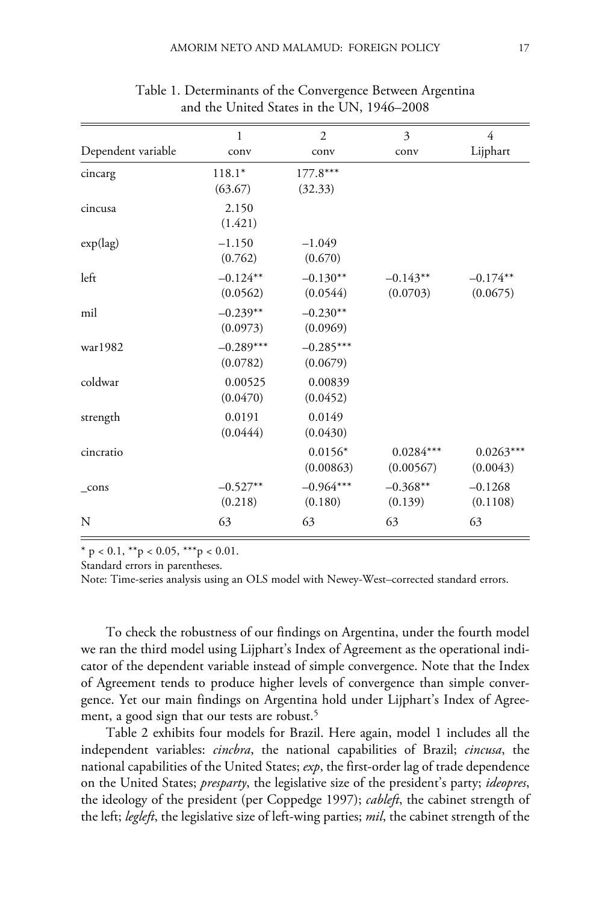Table 1. Determinants of the Convergence Between Argentina and the United States in the UN, 1946–2008

| Dependent variable | 1 conv | 2 conv | 3 conv | 4 Lijphart |
|---|---|---|---|---|
| cincarg | 118.1* (63.67) | 177.8*** (32.33) | | |
| cincusa | 2.150 (1.421) | | | |
| exp(lag) | −1.150 (0.762) | −1.049 (0.670) | | |
| left | −0.124** (0.0562) | −0.130** (0.0544) | −0.143** (0.0703) | −0.174** (0.0675) |
| mil | −0.239** (0.0973) | −0.230** (0.0969) | | |
| war1982 | −0.289*** (0.0782) | −0.285*** (0.0679) | | |
| coldwar | 0.00525 (0.0470) | 0.00839 (0.0452) | | |
| strength | 0.0191 (0.0444) | 0.0149 (0.0430) | | |
| cincratio | | 0.0156* (0.00863) | 0.0284*** (0.00567) | 0.0263*** (0.0043) |
| _cons | −0.527** (0.218) | −0.964*** (0.180) | −0.368** (0.139) | −0.1268 (0.1108) |
| N | 63 | 63 | 63 | 63 |

* p < 0.1, **p < 0.05, ***p < 0.01.

Standard errors in parentheses.

Note: Time-series analysis using an OLS model with Newey-West–corrected standard errors.

To check the robustness of our findings on Argentina, under the fourth model we ran the third model using Lijphart's Index of Agreement as the operational indicator of the dependent variable instead of simple convergence. Note that the Index of Agreement tends to produce higher levels of convergence than simple convergence. Yet our main findings on Argentina hold under Lijphart's Index of Agreement, a good sign that our tests are robust.[5]

Table 2 exhibits four models for Brazil. Here again, model 1 includes all the independent variables: *cincbra*, the national capabilities of Brazil; *cincusa*, the national capabilities of the United States; *exp*, the first-order lag of trade dependence on the United States; *presparty*, the legislative size of the president's party; *ideopres*, the ideology of the president (per Coppedge 1997); *cableft*, the cabinet strength of the left; *legleft*, the legislative size of left-wing parties; *mil*, the cabinet strength of the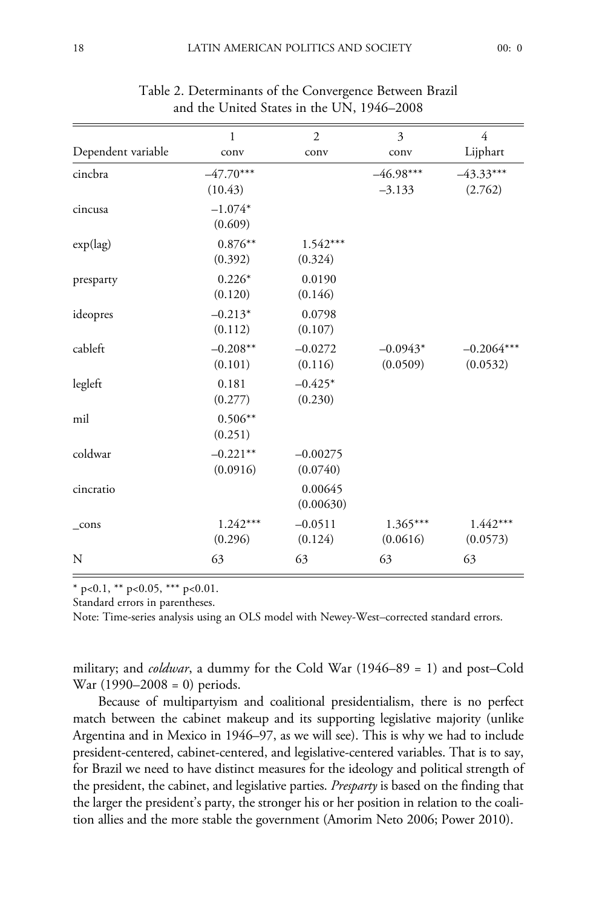Table 2. Determinants of the Convergence Between Brazil and the United States in the UN, 1946–2008

| Dependent variable | 1<br>conv | 2<br>conv | 3<br>conv | 4<br>Lijphart |
|---|---|---|---|---|
| cincbra | –47.70***<br>(10.43) | | –46.98***<br>–3.133 | –43.33***<br>(2.762) |
| cincusa | –1.074*<br>(0.609) | | | |
| exp(lag) | 0.876**<br>(0.392) | 1.542***<br>(0.324) | | |
| presparty | 0.226*<br>(0.120) | 0.0190<br>(0.146) | | |
| ideopres | –0.213*<br>(0.112) | 0.0798<br>(0.107) | | |
| cableft | –0.208**<br>(0.101) | –0.0272<br>(0.116) | –0.0943*<br>(0.0509) | –0.2064***<br>(0.0532) |
| legleft | 0.181<br>(0.277) | –0.425*<br>(0.230) | | |
| mil | 0.506**<br>(0.251) | | | |
| coldwar | –0.221**<br>(0.0916) | –0.00275<br>(0.0740) | | |
| cincratio | | 0.00645<br>(0.00630) | | |
| _cons | 1.242***<br>(0.296) | –0.0511<br>(0.124) | 1.365***<br>(0.0616) | 1.442***<br>(0.0573) |
| N | 63 | 63 | 63 | 63 |

* p<0.1, ** p<0.05, *** p<0.01.

Standard errors in parentheses.

Note: Time-series analysis using an OLS model with Newey-West–corrected standard errors.

military; and *coldwar*, a dummy for the Cold War (1946–89 = 1) and post–Cold War (1990–2008 = 0) periods.

Because of multipartyism and coalitional presidentialism, there is no perfect match between the cabinet makeup and its supporting legislative majority (unlike Argentina and in Mexico in 1946–97, as we will see). This is why we had to include president-centered, cabinet-centered, and legislative-centered variables. That is to say, for Brazil we need to have distinct measures for the ideology and political strength of the president, the cabinet, and legislative parties. *Presparty* is based on the finding that the larger the president's party, the stronger his or her position in relation to the coalition allies and the more stable the government (Amorim Neto 2006; Power 2010).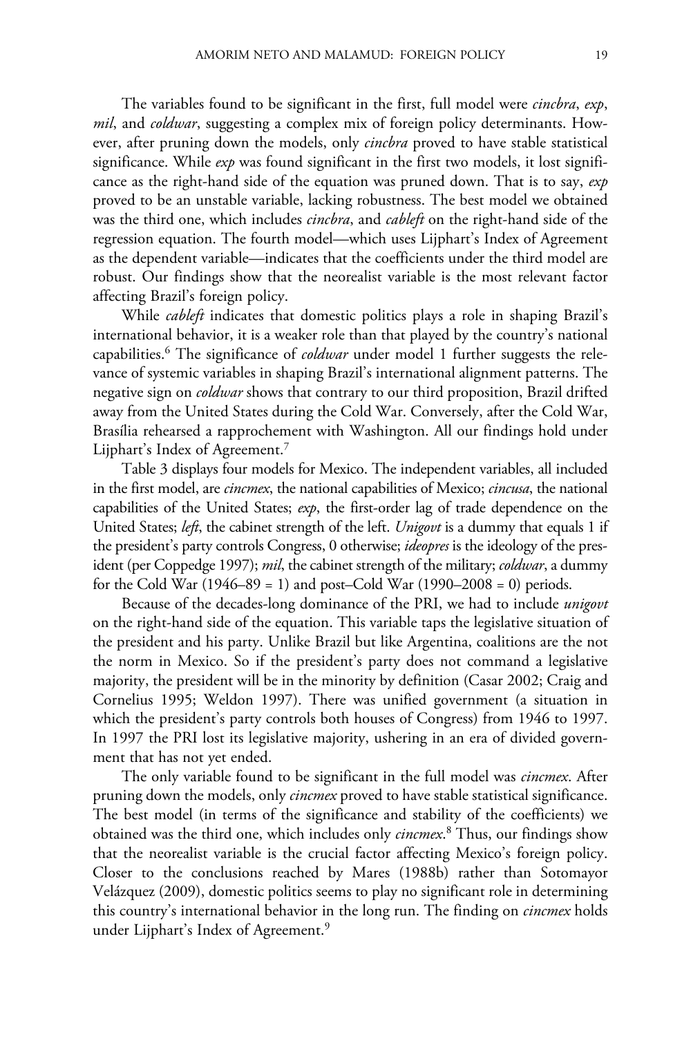The variables found to be significant in the first, full model were *cincbra*, *exp*, *mil*, and *coldwar*, suggesting a complex mix of foreign policy determinants. However, after pruning down the models, only *cincbra* proved to have stable statistical significance. While *exp* was found significant in the first two models, it lost significance as the right-hand side of the equation was pruned down. That is to say, *exp* proved to be an unstable variable, lacking robustness. The best model we obtained was the third one, which includes *cincbra*, and *cableft* on the right-hand side of the regression equation. The fourth model—which uses Lijphart's Index of Agreement as the dependent variable—indicates that the coefficients under the third model are robust. Our findings show that the neorealist variable is the most relevant factor affecting Brazil's foreign policy.

While *cableft* indicates that domestic politics plays a role in shaping Brazil's international behavior, it is a weaker role than that played by the country's national capabilities.[6] The significance of *coldwar* under model 1 further suggests the relevance of systemic variables in shaping Brazil's international alignment patterns. The negative sign on *coldwar* shows that contrary to our third proposition, Brazil drifted away from the United States during the Cold War. Conversely, after the Cold War, Brasília rehearsed a rapprochement with Washington. All our findings hold under Lijphart's Index of Agreement.[7]

Table 3 displays four models for Mexico. The independent variables, all included in the first model, are *cincmex*, the national capabilities of Mexico; *cincusa*, the national capabilities of the United States; *exp*, the first-order lag of trade dependence on the United States; *left*, the cabinet strength of the left. *Unigovt* is a dummy that equals 1 if the president's party controls Congress, 0 otherwise; *ideopres* is the ideology of the president (per Coppedge 1997); *mil*, the cabinet strength of the military; *coldwar*, a dummy for the Cold War (1946–89 = 1) and post–Cold War (1990–2008 = 0) periods.

Because of the decades-long dominance of the PRI, we had to include *unigovt* on the right-hand side of the equation. This variable taps the legislative situation of the president and his party. Unlike Brazil but like Argentina, coalitions are the not the norm in Mexico. So if the president's party does not command a legislative majority, the president will be in the minority by definition (Casar 2002; Craig and Cornelius 1995; Weldon 1997). There was unified government (a situation in which the president's party controls both houses of Congress) from 1946 to 1997. In 1997 the PRI lost its legislative majority, ushering in an era of divided government that has not yet ended.

The only variable found to be significant in the full model was *cincmex*. After pruning down the models, only *cincmex* proved to have stable statistical significance. The best model (in terms of the significance and stability of the coefficients) we obtained was the third one, which includes only *cincmex*.[8] Thus, our findings show that the neorealist variable is the crucial factor affecting Mexico's foreign policy. Closer to the conclusions reached by Mares (1988b) rather than Sotomayor Velázquez (2009), domestic politics seems to play no significant role in determining this country's international behavior in the long run. The finding on *cincmex* holds under Lijphart's Index of Agreement.[9]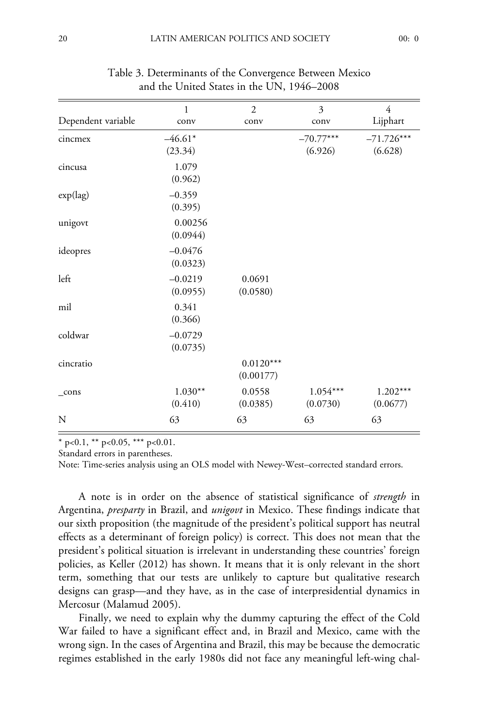Table 3. Determinants of the Convergence Between Mexico and the United States in the UN, 1946–2008

| Dependent variable | 1<br>conv | 2<br>conv | 3<br>conv | 4<br>Lijphart |
|---|---|---|---|---|
| cincmex | –46.61*<br>(23.34) | | –70.77***<br>(6.926) | –71.726***<br>(6.628) |
| cincusa | 1.079<br>(0.962) | | | |
| exp(lag) | –0.359<br>(0.395) | | | |
| unigovt | 0.00256<br>(0.0944) | | | |
| ideopres | –0.0476<br>(0.0323) | | | |
| left | –0.0219<br>(0.0955) | 0.0691<br>(0.0580) | | |
| mil | 0.341<br>(0.366) | | | |
| coldwar | –0.0729<br>(0.0735) | | | |
| cincratio | | 0.0120***<br>(0.00177) | | |
| _cons | 1.030**<br>(0.410) | 0.0558<br>(0.0385) | 1.054***<br>(0.0730) | 1.202***<br>(0.0677) |
| N | 63 | 63 | 63 | 63 |

* $p<0.1$, ** $p<0.05$, *** $p<0.01$.

Standard errors in parentheses.

Note: Time-series analysis using an OLS model with Newey-West–corrected standard errors.

A note is in order on the absence of statistical significance of *strength* in Argentina, *presparty* in Brazil, and *unigovt* in Mexico. These findings indicate that our sixth proposition (the magnitude of the president's political support has neutral effects as a determinant of foreign policy) is correct. This does not mean that the president's political situation is irrelevant in understanding these countries' foreign policies, as Keller (2012) has shown. It means that it is only relevant in the short term, something that our tests are unlikely to capture but qualitative research designs can grasp—and they have, as in the case of interpresidential dynamics in Mercosur (Malamud 2005).

Finally, we need to explain why the dummy capturing the effect of the Cold War failed to have a significant effect and, in Brazil and Mexico, came with the wrong sign. In the cases of Argentina and Brazil, this may be because the democratic regimes established in the early 1980s did not face any meaningful left-wing chal-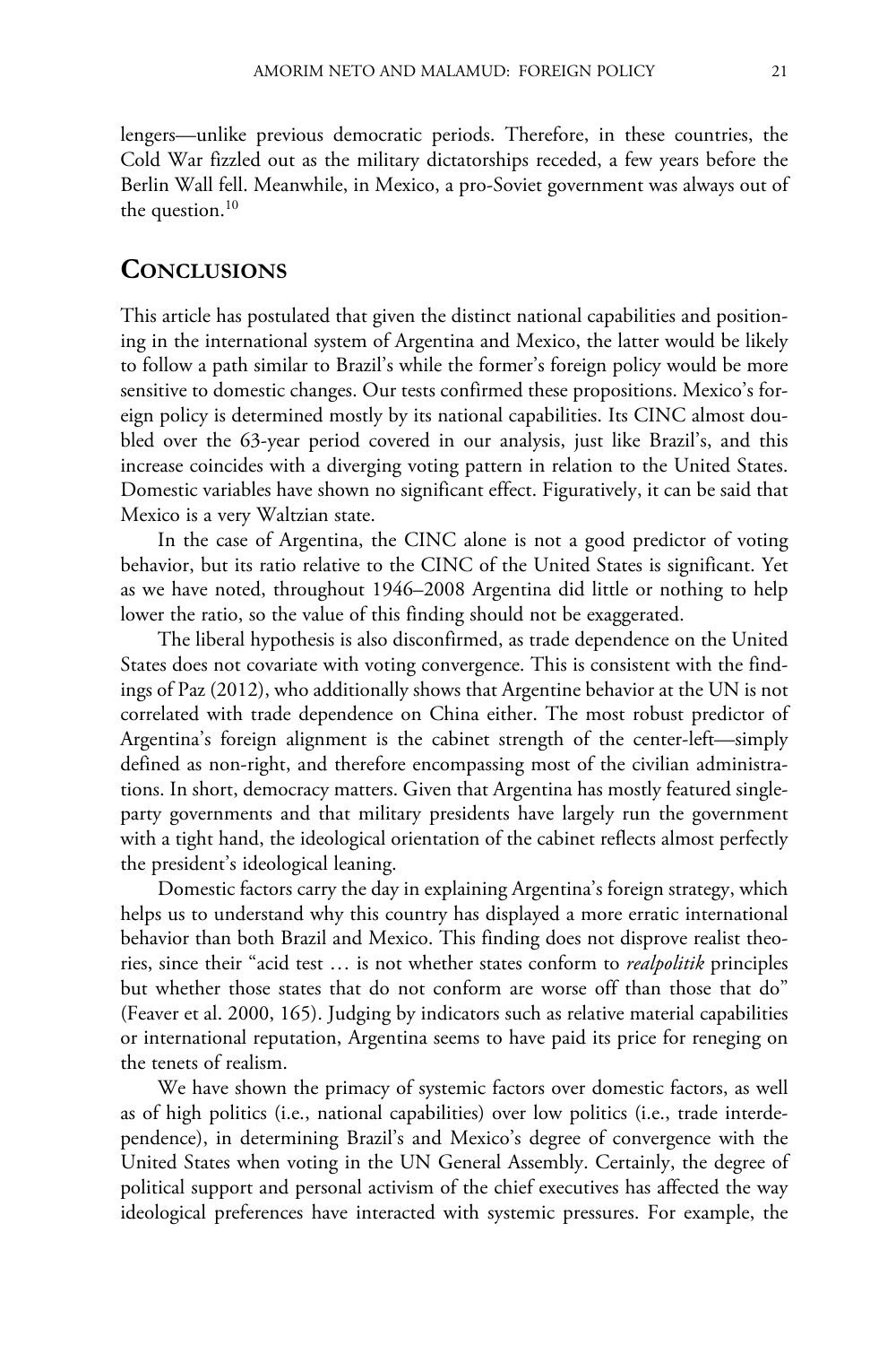lengers—unlike previous democratic periods. Therefore, in these countries, the Cold War fizzled out as the military dictatorships receded, a few years before the Berlin Wall fell. Meanwhile, in Mexico, a pro-Soviet government was always out of the question.[10]

## CONCLUSIONS

This article has postulated that given the distinct national capabilities and positioning in the international system of Argentina and Mexico, the latter would be likely to follow a path similar to Brazil's while the former's foreign policy would be more sensitive to domestic changes. Our tests confirmed these propositions. Mexico's foreign policy is determined mostly by its national capabilities. Its CINC almost doubled over the 63-year period covered in our analysis, just like Brazil's, and this increase coincides with a diverging voting pattern in relation to the United States. Domestic variables have shown no significant effect. Figuratively, it can be said that Mexico is a very Waltzian state.

In the case of Argentina, the CINC alone is not a good predictor of voting behavior, but its ratio relative to the CINC of the United States is significant. Yet as we have noted, throughout 1946–2008 Argentina did little or nothing to help lower the ratio, so the value of this finding should not be exaggerated.

The liberal hypothesis is also disconfirmed, as trade dependence on the United States does not covariate with voting convergence. This is consistent with the findings of Paz (2012), who additionally shows that Argentine behavior at the UN is not correlated with trade dependence on China either. The most robust predictor of Argentina's foreign alignment is the cabinet strength of the center-left—simply defined as non-right, and therefore encompassing most of the civilian administrations. In short, democracy matters. Given that Argentina has mostly featured single-party governments and that military presidents have largely run the government with a tight hand, the ideological orientation of the cabinet reflects almost perfectly the president's ideological leaning.

Domestic factors carry the day in explaining Argentina's foreign strategy, which helps us to understand why this country has displayed a more erratic international behavior than both Brazil and Mexico. This finding does not disprove realist theories, since their "acid test … is not whether states conform to *realpolitik* principles but whether those states that do not conform are worse off than those that do" (Feaver et al. 2000, 165). Judging by indicators such as relative material capabilities or international reputation, Argentina seems to have paid its price for reneging on the tenets of realism.

We have shown the primacy of systemic factors over domestic factors, as well as of high politics (i.e., national capabilities) over low politics (i.e., trade interdependence), in determining Brazil's and Mexico's degree of convergence with the United States when voting in the UN General Assembly. Certainly, the degree of political support and personal activism of the chief executives has affected the way ideological preferences have interacted with systemic pressures. For example, the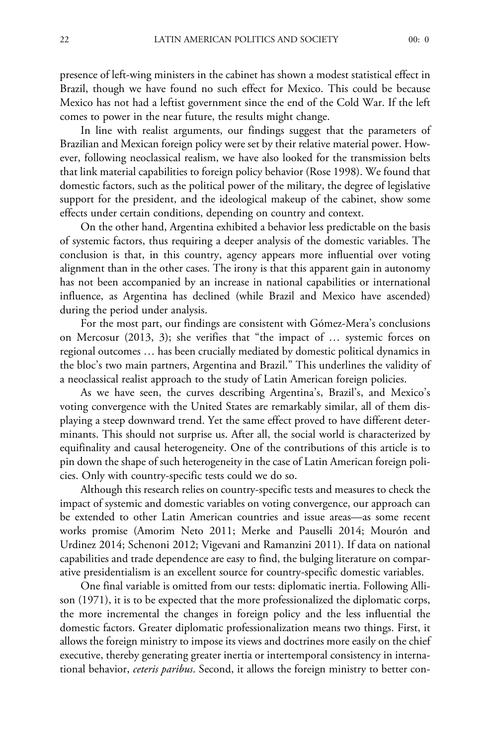presence of left-wing ministers in the cabinet has shown a modest statistical effect in Brazil, though we have found no such effect for Mexico. This could be because Mexico has not had a leftist government since the end of the Cold War. If the left comes to power in the near future, the results might change.

In line with realist arguments, our findings suggest that the parameters of Brazilian and Mexican foreign policy were set by their relative material power. However, following neoclassical realism, we have also looked for the transmission belts that link material capabilities to foreign policy behavior (Rose 1998). We found that domestic factors, such as the political power of the military, the degree of legislative support for the president, and the ideological makeup of the cabinet, show some effects under certain conditions, depending on country and context.

On the other hand, Argentina exhibited a behavior less predictable on the basis of systemic factors, thus requiring a deeper analysis of the domestic variables. The conclusion is that, in this country, agency appears more influential over voting alignment than in the other cases. The irony is that this apparent gain in autonomy has not been accompanied by an increase in national capabilities or international influence, as Argentina has declined (while Brazil and Mexico have ascended) during the period under analysis.

For the most part, our findings are consistent with Gómez-Mera's conclusions on Mercosur (2013, 3); she verifies that "the impact of … systemic forces on regional outcomes … has been crucially mediated by domestic political dynamics in the bloc's two main partners, Argentina and Brazil." This underlines the validity of a neoclassical realist approach to the study of Latin American foreign policies.

As we have seen, the curves describing Argentina's, Brazil's, and Mexico's voting convergence with the United States are remarkably similar, all of them displaying a steep downward trend. Yet the same effect proved to have different determinants. This should not surprise us. After all, the social world is characterized by equifinality and causal heterogeneity. One of the contributions of this article is to pin down the shape of such heterogeneity in the case of Latin American foreign policies. Only with country-specific tests could we do so.

Although this research relies on country-specific tests and measures to check the impact of systemic and domestic variables on voting convergence, our approach can be extended to other Latin American countries and issue areas—as some recent works promise (Amorim Neto 2011; Merke and Pauselli 2014; Mourón and Urdinez 2014; Schenoni 2012; Vigevani and Ramanzini 2011). If data on national capabilities and trade dependence are easy to find, the bulging literature on comparative presidentialism is an excellent source for country-specific domestic variables.

One final variable is omitted from our tests: diplomatic inertia. Following Allison (1971), it is to be expected that the more professionalized the diplomatic corps, the more incremental the changes in foreign policy and the less influential the domestic factors. Greater diplomatic professionalization means two things. First, it allows the foreign ministry to impose its views and doctrines more easily on the chief executive, thereby generating greater inertia or intertemporal consistency in international behavior, *ceteris paribus*. Second, it allows the foreign ministry to better con-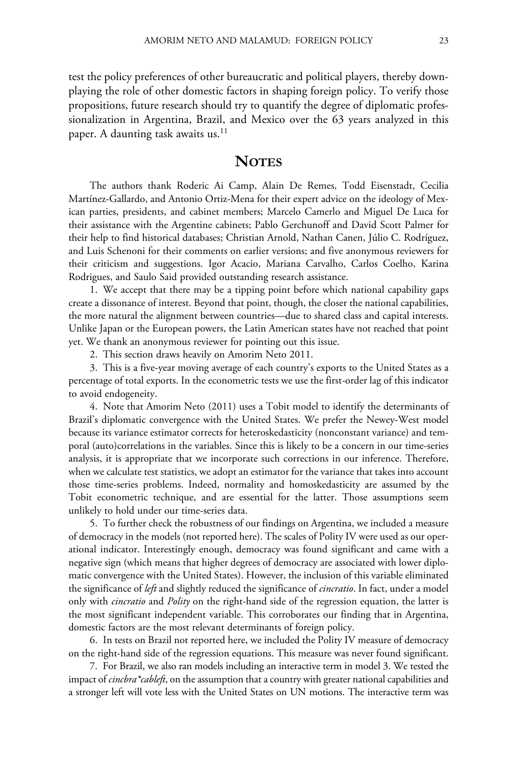test the policy preferences of other bureaucratic and political players, thereby downplaying the role of other domestic factors in shaping foreign policy. To verify those propositions, future research should try to quantify the degree of diplomatic professionalization in Argentina, Brazil, and Mexico over the 63 years analyzed in this paper. A daunting task awaits us.[11]

## NOTES

The authors thank Roderic Ai Camp, Alain De Remes, Todd Eisenstadt, Cecilia Martínez-Gallardo, and Antonio Ortiz-Mena for their expert advice on the ideology of Mexican parties, presidents, and cabinet members; Marcelo Camerlo and Miguel De Luca for their assistance with the Argentine cabinets; Pablo Gerchunoff and David Scott Palmer for their help to find historical databases; Christian Arnold, Nathan Canen, Júlio C. Rodríguez, and Luis Schenoni for their comments on earlier versions; and five anonymous reviewers for their criticism and suggestions. Igor Acacio, Mariana Carvalho, Carlos Coelho, Karina Rodrigues, and Saulo Said provided outstanding research assistance.

1. We accept that there may be a tipping point before which national capability gaps create a dissonance of interest. Beyond that point, though, the closer the national capabilities, the more natural the alignment between countries—due to shared class and capital interests. Unlike Japan or the European powers, the Latin American states have not reached that point yet. We thank an anonymous reviewer for pointing out this issue.

2. This section draws heavily on Amorim Neto 2011.

3. This is a five-year moving average of each country's exports to the United States as a percentage of total exports. In the econometric tests we use the first-order lag of this indicator to avoid endogeneity.

4. Note that Amorim Neto (2011) uses a Tobit model to identify the determinants of Brazil's diplomatic convergence with the United States. We prefer the Newey-West model because its variance estimator corrects for heteroskedasticity (nonconstant variance) and temporal (auto)correlations in the variables. Since this is likely to be a concern in our time-series analysis, it is appropriate that we incorporate such corrections in our inference. Therefore, when we calculate test statistics, we adopt an estimator for the variance that takes into account those time-series problems. Indeed, normality and homoskedasticity are assumed by the Tobit econometric technique, and are essential for the latter. Those assumptions seem unlikely to hold under our time-series data.

5. To further check the robustness of our findings on Argentina, we included a measure of democracy in the models (not reported here). The scales of Polity IV were used as our operational indicator. Interestingly enough, democracy was found significant and came with a negative sign (which means that higher degrees of democracy are associated with lower diplomatic convergence with the United States). However, the inclusion of this variable eliminated the significance of *left* and slightly reduced the significance of *cincratio*. In fact, under a model only with *cincratio* and *Polity* on the right-hand side of the regression equation, the latter is the most significant independent variable. This corroborates our finding that in Argentina, domestic factors are the most relevant determinants of foreign policy.

6. In tests on Brazil not reported here, we included the Polity IV measure of democracy on the right-hand side of the regression equations. This measure was never found significant.

7. For Brazil, we also ran models including an interactive term in model 3. We tested the impact of *cincbra*cableft*, on the assumption that a country with greater national capabilities and a stronger left will vote less with the United States on UN motions. The interactive term was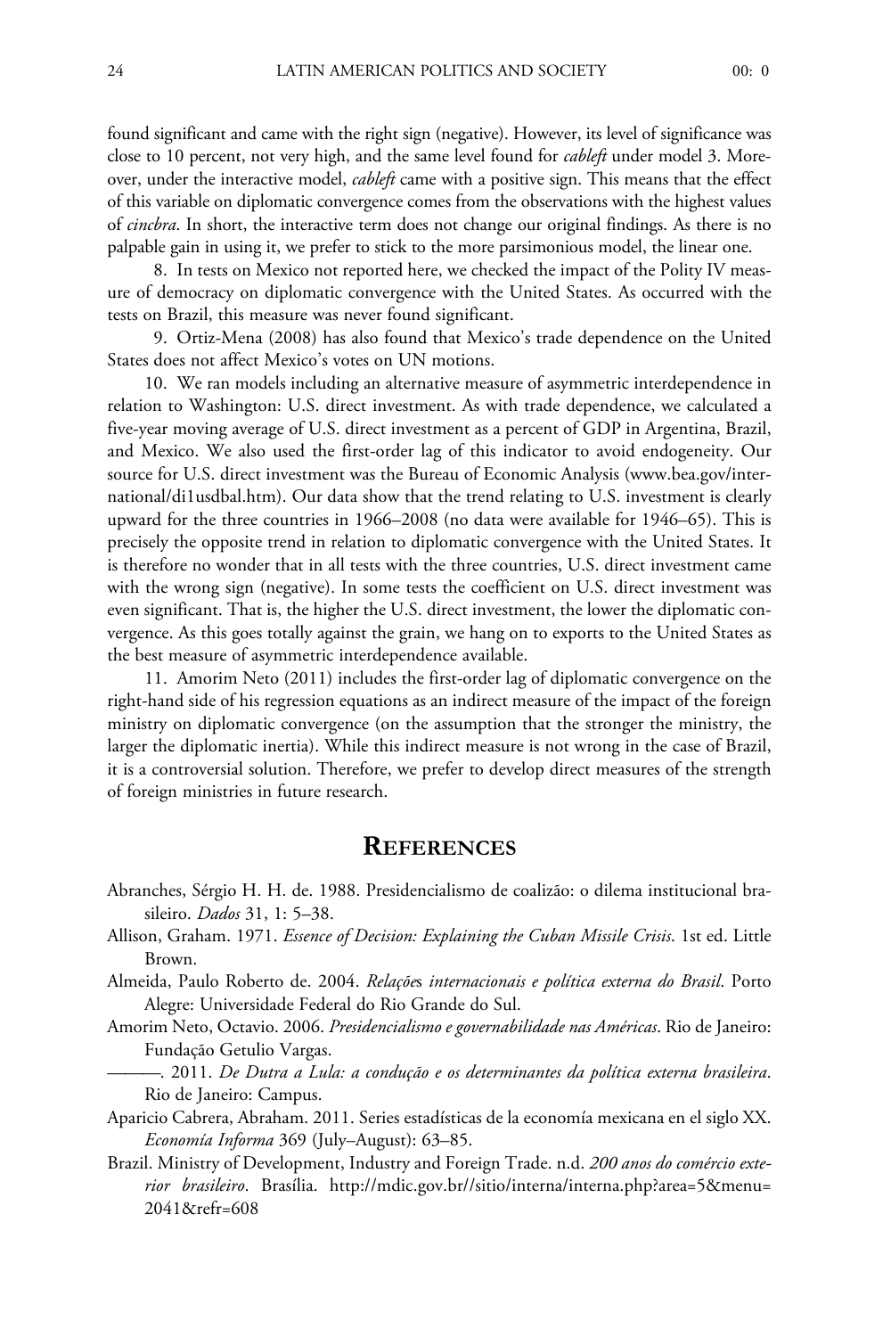found significant and came with the right sign (negative). However, its level of significance was close to 10 percent, not very high, and the same level found for *cableft* under model 3. Moreover, under the interactive model, *cableft* came with a positive sign. This means that the effect of this variable on diplomatic convergence comes from the observations with the highest values of *cincbra*. In short, the interactive term does not change our original findings. As there is no palpable gain in using it, we prefer to stick to the more parsimonious model, the linear one.

8. In tests on Mexico not reported here, we checked the impact of the Polity IV measure of democracy on diplomatic convergence with the United States. As occurred with the tests on Brazil, this measure was never found significant.

9. Ortiz-Mena (2008) has also found that Mexico's trade dependence on the United States does not affect Mexico's votes on UN motions.

10. We ran models including an alternative measure of asymmetric interdependence in relation to Washington: U.S. direct investment. As with trade dependence, we calculated a five-year moving average of U.S. direct investment as a percent of GDP in Argentina, Brazil, and Mexico. We also used the first-order lag of this indicator to avoid endogeneity. Our source for U.S. direct investment was the Bureau of Economic Analysis (www.bea.gov/international/di1usdbal.htm). Our data show that the trend relating to U.S. investment is clearly upward for the three countries in 1966–2008 (no data were available for 1946–65). This is precisely the opposite trend in relation to diplomatic convergence with the United States. It is therefore no wonder that in all tests with the three countries, U.S. direct investment came with the wrong sign (negative). In some tests the coefficient on U.S. direct investment was even significant. That is, the higher the U.S. direct investment, the lower the diplomatic convergence. As this goes totally against the grain, we hang on to exports to the United States as the best measure of asymmetric interdependence available.

11. Amorim Neto (2011) includes the first-order lag of diplomatic convergence on the right-hand side of his regression equations as an indirect measure of the impact of the foreign ministry on diplomatic convergence (on the assumption that the stronger the ministry, the larger the diplomatic inertia). While this indirect measure is not wrong in the case of Brazil, it is a controversial solution. Therefore, we prefer to develop direct measures of the strength of foreign ministries in future research.

## References

Abranches, Sérgio H. H. de. 1988. Presidencialismo de coalizão: o dilema institucional brasileiro. *Dados* 31, 1: 5–38.

Allison, Graham. 1971. *Essence of Decision: Explaining the Cuban Missile Crisis*. 1st ed. Little Brown.

Almeida, Paulo Roberto de. 2004. *Relações internacionais e política externa do Brasil*. Porto Alegre: Universidade Federal do Rio Grande do Sul.

Amorim Neto, Octavio. 2006. *Presidencialismo e governabilidade nas Américas*. Rio de Janeiro: Fundação Getulio Vargas.

———. 2011. *De Dutra a Lula: a condução e os determinantes da política externa brasileira*. Rio de Janeiro: Campus.

Aparicio Cabrera, Abraham. 2011. Series estadísticas de la economía mexicana en el siglo XX. *Economía Informa* 369 (July–August): 63–85.

Brazil. Ministry of Development, Industry and Foreign Trade. n.d. *200 anos do comércio exterior brasileiro*. Brasília. http://mdic.gov.br//sitio/interna/interna.php?area=5&menu=2041&refr=608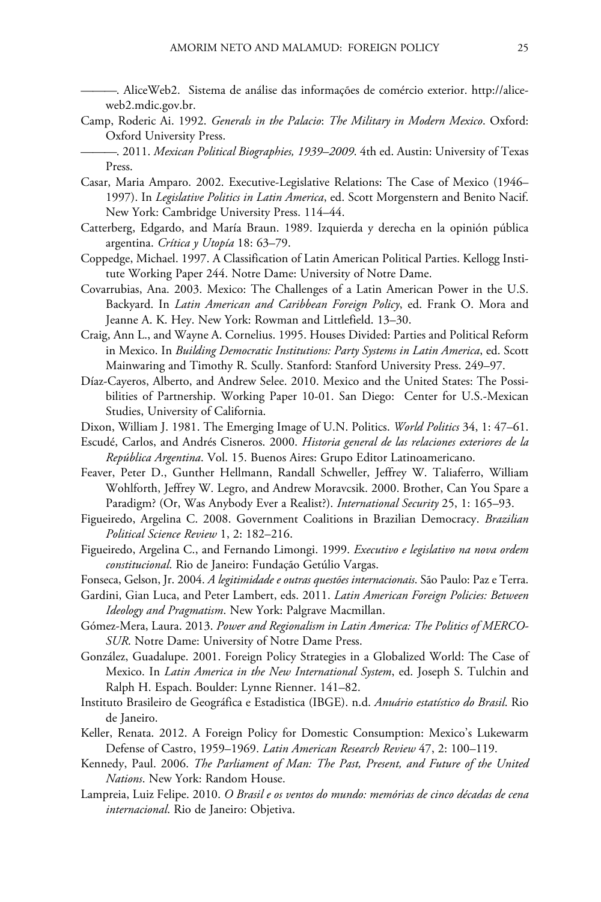———. AliceWeb2. Sistema de análise das informações de comércio exterior. http://aliceweb2.mdic.gov.br.

Camp, Roderic Ai. 1992. *Generals in the Palacio*: *The Military in Modern Mexico*. Oxford: Oxford University Press.

———. 2011. *Mexican Political Biographies, 1939–2009*. 4th ed. Austin: University of Texas Press.

Casar, Maria Amparo. 2002. Executive-Legislative Relations: The Case of Mexico (1946–1997). In *Legislative Politics in Latin America*, ed. Scott Morgenstern and Benito Nacif. New York: Cambridge University Press. 114–44.

Catterberg, Edgardo, and María Braun. 1989. Izquierda y derecha en la opinión pública argentina. *Crítica y Utopía* 18: 63–79.

Coppedge, Michael. 1997. A Classification of Latin American Political Parties. Kellogg Institute Working Paper 244. Notre Dame: University of Notre Dame.

Covarrubias, Ana. 2003. Mexico: The Challenges of a Latin American Power in the U.S. Backyard. In *Latin American and Caribbean Foreign Policy*, ed. Frank O. Mora and Jeanne A. K. Hey. New York: Rowman and Littlefield. 13–30.

Craig, Ann L., and Wayne A. Cornelius. 1995. Houses Divided: Parties and Political Reform in Mexico. In *Building Democratic Institutions: Party Systems in Latin America*, ed. Scott Mainwaring and Timothy R. Scully. Stanford: Stanford University Press. 249–97.

Díaz-Cayeros, Alberto, and Andrew Selee. 2010. Mexico and the United States: The Possibilities of Partnership. Working Paper 10-01. San Diego: Center for U.S.-Mexican Studies, University of California.

Dixon, William J. 1981. The Emerging Image of U.N. Politics. *World Politics* 34, 1: 47–61.

Escudé, Carlos, and Andrés Cisneros. 2000. *Historia general de las relaciones exteriores de la República Argentina*. Vol. 15. Buenos Aires: Grupo Editor Latinoamericano.

Feaver, Peter D., Gunther Hellmann, Randall Schweller, Jeffrey W. Taliaferro, William Wohlforth, Jeffrey W. Legro, and Andrew Moravcsik. 2000. Brother, Can You Spare a Paradigm? (Or, Was Anybody Ever a Realist?). *International Security* 25, 1: 165–93.

Figueiredo, Argelina C. 2008. Government Coalitions in Brazilian Democracy. *Brazilian Political Science Review* 1, 2: 182–216.

Figueiredo, Argelina C., and Fernando Limongi. 1999. *Executivo e legislativo na nova ordem constitucional*. Rio de Janeiro: Fundação Getúlio Vargas.

Fonseca, Gelson, Jr. 2004. *A legitimidade e outras questões internacionais*. São Paulo: Paz e Terra.

Gardini, Gian Luca, and Peter Lambert, eds. 2011. *Latin American Foreign Policies: Between Ideology and Pragmatism*. New York: Palgrave Macmillan.

Gómez-Mera, Laura. 2013. *Power and Regionalism in Latin America: The Politics of MERCOSUR*. Notre Dame: University of Notre Dame Press.

González, Guadalupe. 2001. Foreign Policy Strategies in a Globalized World: The Case of Mexico. In *Latin America in the New International System*, ed. Joseph S. Tulchin and Ralph H. Espach. Boulder: Lynne Rienner. 141–82.

Instituto Brasileiro de Geográfica e Estadistica (IBGE). n.d. *Anuário estatístico do Brasil*. Rio de Janeiro.

Keller, Renata. 2012. A Foreign Policy for Domestic Consumption: Mexico's Lukewarm Defense of Castro, 1959–1969. *Latin American Research Review* 47, 2: 100–119.

Kennedy, Paul. 2006. *The Parliament of Man: The Past, Present, and Future of the United Nations*. New York: Random House.

Lampreia, Luiz Felipe. 2010. *O Brasil e os ventos do mundo: memórias de cinco décadas de cena internacional*. Rio de Janeiro: Objetiva.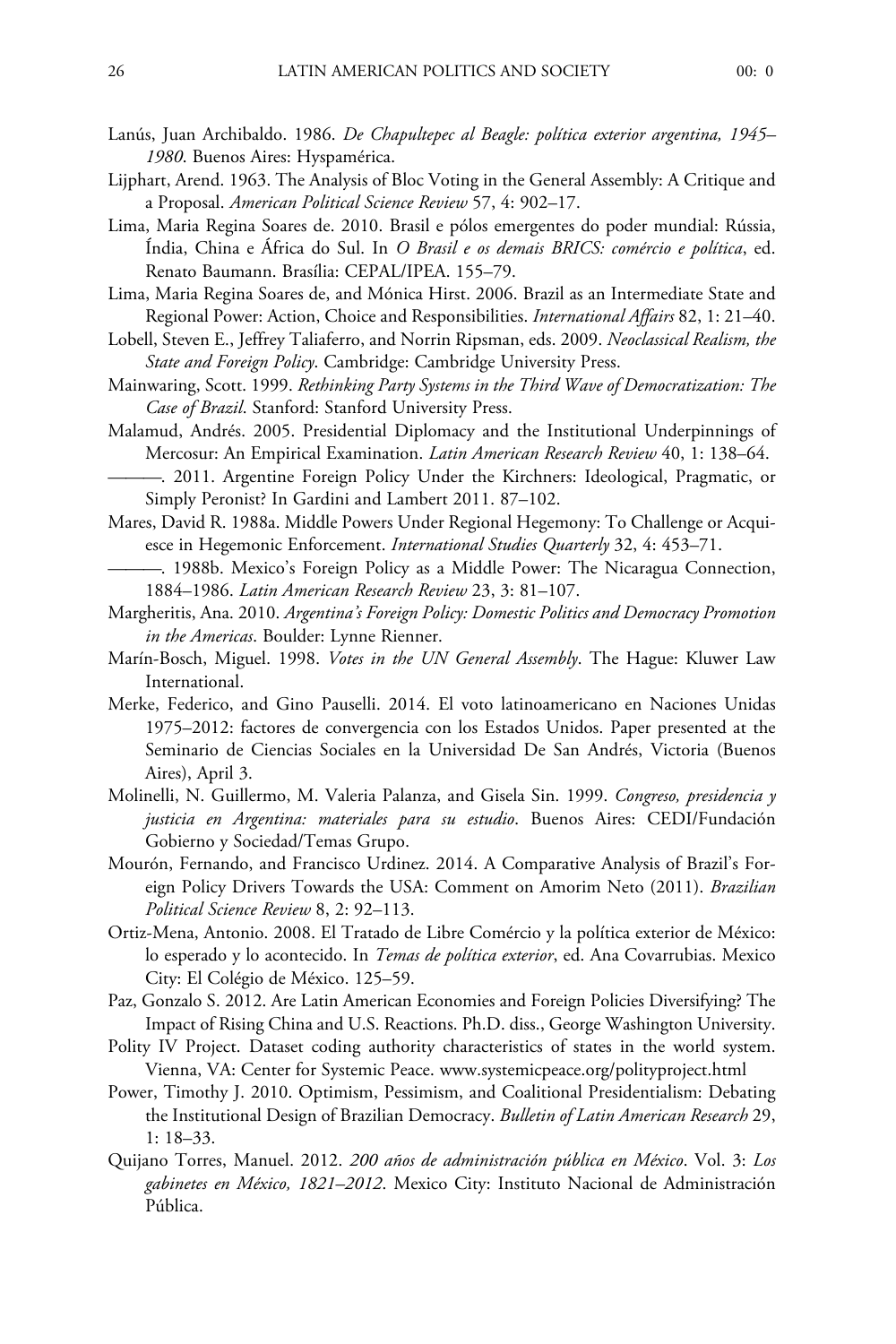Lanús, Juan Archibaldo. 1986. *De Chapultepec al Beagle: política exterior argentina, 1945–1980*. Buenos Aires: Hyspamérica.

Lijphart, Arend. 1963. The Analysis of Bloc Voting in the General Assembly: A Critique and a Proposal. *American Political Science Review* 57, 4: 902–17.

Lima, Maria Regina Soares de. 2010. Brasil e pólos emergentes do poder mundial: Rússia, Índia, China e África do Sul. In *O Brasil e os demais BRICS: comércio e política*, ed. Renato Baumann. Brasília: CEPAL/IPEA. 155–79.

Lima, Maria Regina Soares de, and Mónica Hirst. 2006. Brazil as an Intermediate State and Regional Power: Action, Choice and Responsibilities. *International Affairs* 82, 1: 21–40.

Lobell, Steven E., Jeffrey Taliaferro, and Norrin Ripsman, eds. 2009. *Neoclassical Realism, the State and Foreign Policy*. Cambridge: Cambridge University Press.

Mainwaring, Scott. 1999. *Rethinking Party Systems in the Third Wave of Democratization: The Case of Brazil*. Stanford: Stanford University Press.

Malamud, Andrés. 2005. Presidential Diplomacy and the Institutional Underpinnings of Mercosur: An Empirical Examination. *Latin American Research Review* 40, 1: 138–64.

———. 2011. Argentine Foreign Policy Under the Kirchners: Ideological, Pragmatic, or Simply Peronist? In Gardini and Lambert 2011. 87–102.

Mares, David R. 1988a. Middle Powers Under Regional Hegemony: To Challenge or Acquiesce in Hegemonic Enforcement. *International Studies Quarterly* 32, 4: 453–71.

———. 1988b. Mexico's Foreign Policy as a Middle Power: The Nicaragua Connection, 1884–1986. *Latin American Research Review* 23, 3: 81–107.

Margheritis, Ana. 2010. *Argentina's Foreign Policy: Domestic Politics and Democracy Promotion in the Americas*. Boulder: Lynne Rienner.

Marín-Bosch, Miguel. 1998. *Votes in the UN General Assembly*. The Hague: Kluwer Law International.

Merke, Federico, and Gino Pauselli. 2014. El voto latinoamericano en Naciones Unidas 1975–2012: factores de convergencia con los Estados Unidos. Paper presented at the Seminario de Ciencias Sociales en la Universidad De San Andrés, Victoria (Buenos Aires), April 3.

Molinelli, N. Guillermo, M. Valeria Palanza, and Gisela Sin. 1999. *Congreso, presidencia y justicia en Argentina: materiales para su estudio*. Buenos Aires: CEDI/Fundación Gobierno y Sociedad/Temas Grupo.

Mourón, Fernando, and Francisco Urdinez. 2014. A Comparative Analysis of Brazil's Foreign Policy Drivers Towards the USA: Comment on Amorim Neto (2011). *Brazilian Political Science Review* 8, 2: 92–113.

Ortiz-Mena, Antonio. 2008. El Tratado de Libre Comércio y la política exterior de México: lo esperado y lo acontecido. In *Temas de política exterior*, ed. Ana Covarrubias. Mexico City: El Colégio de México. 125–59.

Paz, Gonzalo S. 2012. Are Latin American Economies and Foreign Policies Diversifying? The Impact of Rising China and U.S. Reactions. Ph.D. diss., George Washington University.

Polity IV Project. Dataset coding authority characteristics of states in the world system. Vienna, VA: Center for Systemic Peace. www.systemicpeace.org/polityproject.html

Power, Timothy J. 2010. Optimism, Pessimism, and Coalitional Presidentialism: Debating the Institutional Design of Brazilian Democracy. *Bulletin of Latin American Research* 29, 1: 18–33.

Quijano Torres, Manuel. 2012. *200 años de administración pública en México*. Vol. 3: *Los gabinetes en México, 1821–2012*. Mexico City: Instituto Nacional de Administración Pública.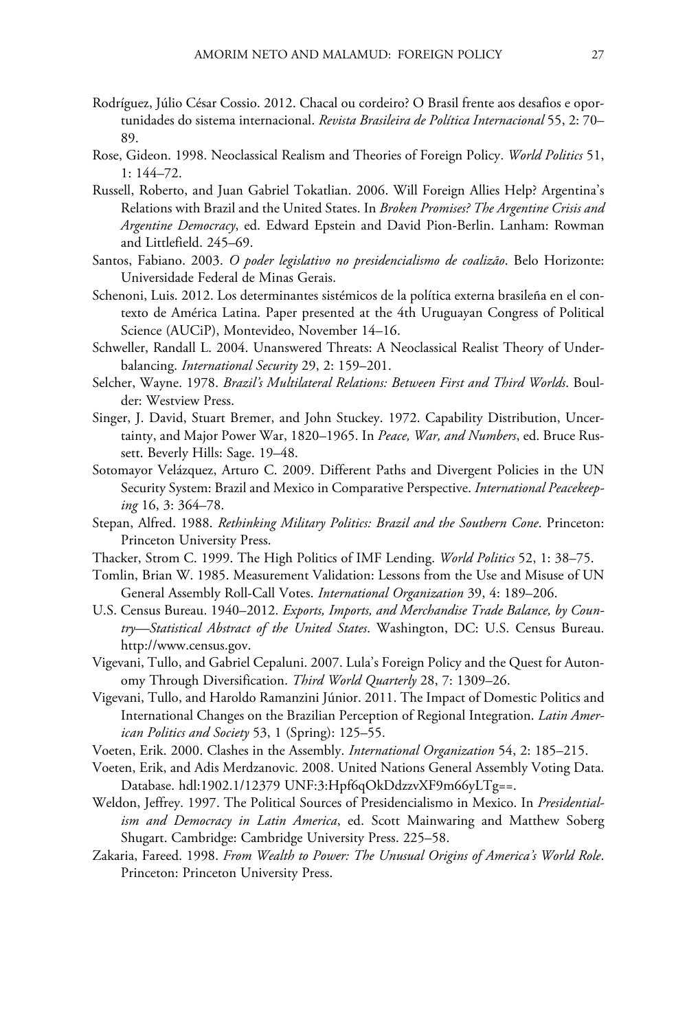Rodríguez, Júlio César Cossio. 2012. Chacal ou cordeiro? O Brasil frente aos desafios e oportunidades do sistema internacional. *Revista Brasileira de Política Internacional* 55, 2: 70–89.

Rose, Gideon. 1998. Neoclassical Realism and Theories of Foreign Policy. *World Politics* 51, 1: 144–72.

Russell, Roberto, and Juan Gabriel Tokatlian. 2006. Will Foreign Allies Help? Argentina's Relations with Brazil and the United States. In *Broken Promises? The Argentine Crisis and Argentine Democracy*, ed. Edward Epstein and David Pion-Berlin. Lanham: Rowman and Littlefield. 245–69.

Santos, Fabiano. 2003. *O poder legislativo no presidencialismo de coalizão*. Belo Horizonte: Universidade Federal de Minas Gerais.

Schenoni, Luis. 2012. Los determinantes sistémicos de la política externa brasileña en el contexto de América Latina. Paper presented at the 4th Uruguayan Congress of Political Science (AUCiP), Montevideo, November 14–16.

Schweller, Randall L. 2004. Unanswered Threats: A Neoclassical Realist Theory of Underbalancing. *International Security* 29, 2: 159–201.

Selcher, Wayne. 1978. *Brazil's Multilateral Relations: Between First and Third Worlds*. Boulder: Westview Press.

Singer, J. David, Stuart Bremer, and John Stuckey. 1972. Capability Distribution, Uncertainty, and Major Power War, 1820–1965. In *Peace, War, and Numbers*, ed. Bruce Russett. Beverly Hills: Sage. 19–48.

Sotomayor Velázquez, Arturo C. 2009. Different Paths and Divergent Policies in the UN Security System: Brazil and Mexico in Comparative Perspective. *International Peacekeeping* 16, 3: 364–78.

Stepan, Alfred. 1988. *Rethinking Military Politics: Brazil and the Southern Cone*. Princeton: Princeton University Press.

Thacker, Strom C. 1999. The High Politics of IMF Lending. *World Politics* 52, 1: 38–75.

Tomlin, Brian W. 1985. Measurement Validation: Lessons from the Use and Misuse of UN General Assembly Roll-Call Votes. *International Organization* 39, 4: 189–206.

U.S. Census Bureau. 1940–2012. *Exports, Imports, and Merchandise Trade Balance, by Country—Statistical Abstract of the United States*. Washington, DC: U.S. Census Bureau. http://www.census.gov.

Vigevani, Tullo, and Gabriel Cepaluni. 2007. Lula's Foreign Policy and the Quest for Autonomy Through Diversification. *Third World Quarterly* 28, 7: 1309–26.

Vigevani, Tullo, and Haroldo Ramanzini Júnior. 2011. The Impact of Domestic Politics and International Changes on the Brazilian Perception of Regional Integration. *Latin American Politics and Society* 53, 1 (Spring): 125–55.

Voeten, Erik. 2000. Clashes in the Assembly. *International Organization* 54, 2: 185–215.

Voeten, Erik, and Adis Merdzanovic. 2008. United Nations General Assembly Voting Data. Database. hdl:1902.1/12379 UNF:3:Hpf6qOkDdzzvXF9m66yLTg==.

Weldon, Jeffrey. 1997. The Political Sources of Presidencialismo in Mexico. In *Presidentialism and Democracy in Latin America*, ed. Scott Mainwaring and Matthew Soberg Shugart. Cambridge: Cambridge University Press. 225–58.

Zakaria, Fareed. 1998. *From Wealth to Power: The Unusual Origins of America's World Role*. Princeton: Princeton University Press.